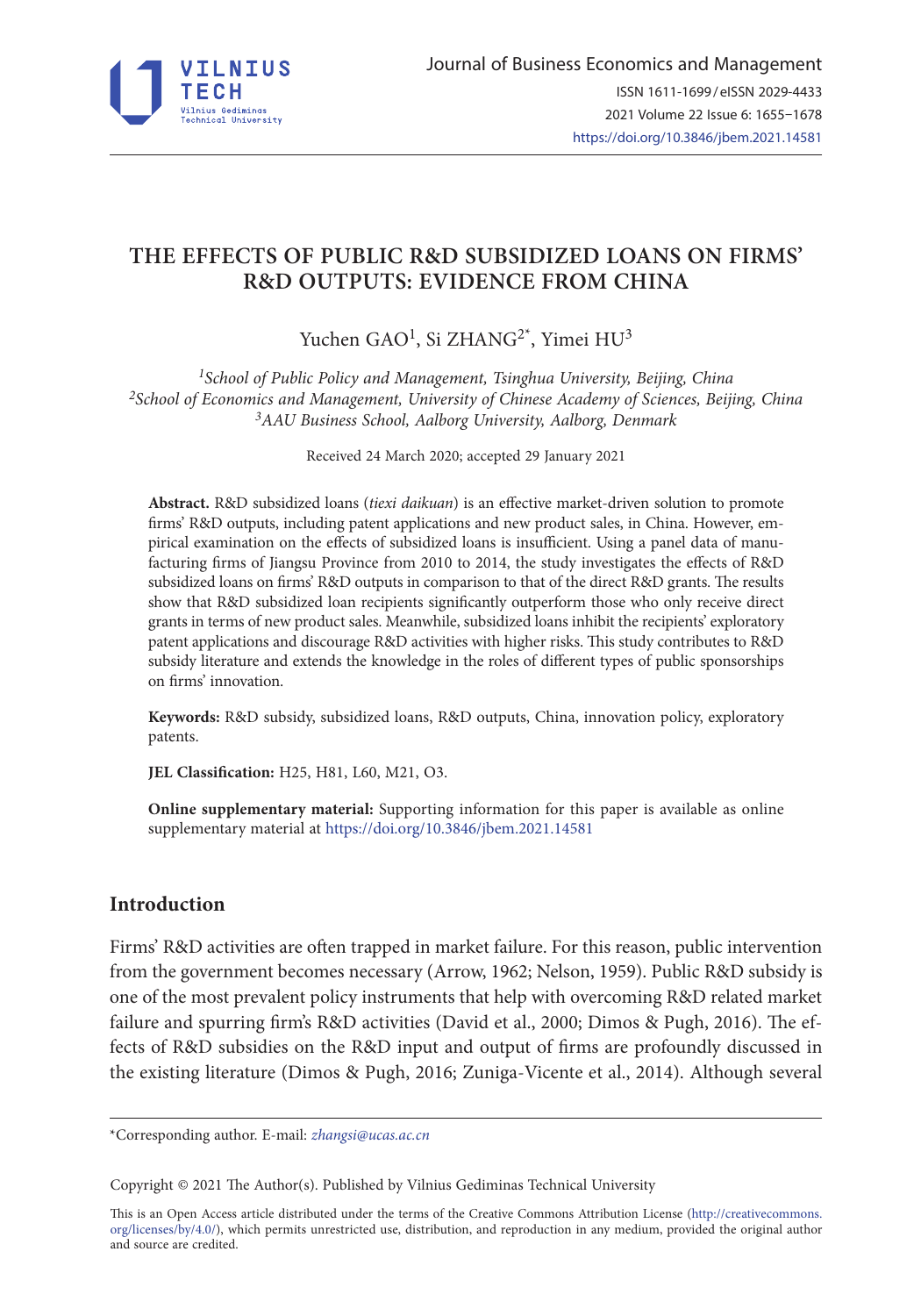# THE EFFECTS OF PUBLIC R&D SUBSIDIZED LOANS ON FIRMS' R&D OUTPUTS: EVIDENCE FROM CHINA

Yuchen GAO[1], Si ZHANG[2*], Yimei HU[3]

[1]*School of Public Policy and Management, Tsinghua University, Beijing, China*
[2]*School of Economics and Management, University of Chinese Academy of Sciences, Beijing, China*
[3]*AAU Business School, Aalborg University, Aalborg, Denmark*

Received 24 March 2020; accepted 29 January 2021

**Abstract.** R&D subsidized loans (*tiexi daikuan*) is an effective market-driven solution to promote firms' R&D outputs, including patent applications and new product sales, in China. However, empirical examination on the effects of subsidized loans is insufficient. Using a panel data of manufacturing firms of Jiangsu Province from 2010 to 2014, the study investigates the effects of R&D subsidized loans on firms' R&D outputs in comparison to that of the direct R&D grants. The results show that R&D subsidized loan recipients significantly outperform those who only receive direct grants in terms of new product sales. Meanwhile, subsidized loans inhibit the recipients' exploratory patent applications and discourage R&D activities with higher risks. This study contributes to R&D subsidy literature and extends the knowledge in the roles of different types of public sponsorships on firms' innovation.

**Keywords:** R&D subsidy, subsidized loans, R&D outputs, China, innovation policy, exploratory patents.

**JEL Classification:** H25, H81, L60, M21, O3.

**Online supplementary material:** Supporting information for this paper is available as online supplementary material at https://doi.org/10.3846/jbem.2021.14581

## Introduction

Firms' R&D activities are often trapped in market failure. For this reason, public intervention from the government becomes necessary (Arrow, 1962; Nelson, 1959). Public R&D subsidy is one of the most prevalent policy instruments that help with overcoming R&D related market failure and spurring firm's R&D activities (David et al., 2000; Dimos & Pugh, 2016). The effects of R&D subsidies on the R&D input and output of firms are profoundly discussed in the existing literature (Dimos & Pugh, 2016; Zuniga-Vicente et al., 2014). Although several

*Corresponding author. E-mail: *zhangsi@ucas.ac.cn*

Copyright © 2021 The Author(s). Published by Vilnius Gediminas Technical University

This is an Open Access article distributed under the terms of the Creative Commons Attribution License (http://creativecommons.org/licenses/by/4.0/), which permits unrestricted use, distribution, and reproduction in any medium, provided the original author and source are credited.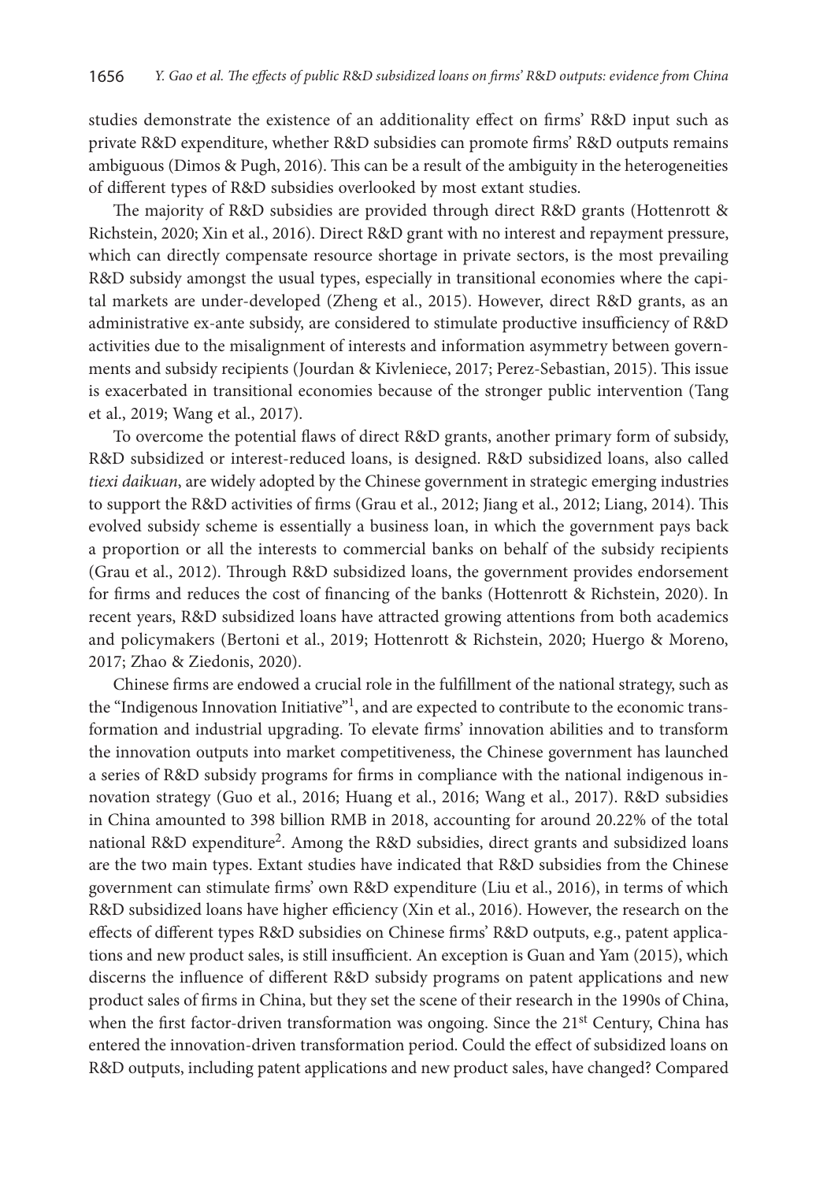studies demonstrate the existence of an additionality effect on firms' R&D input such as private R&D expenditure, whether R&D subsidies can promote firms' R&D outputs remains ambiguous (Dimos & Pugh, 2016). This can be a result of the ambiguity in the heterogeneities of different types of R&D subsidies overlooked by most extant studies.

The majority of R&D subsidies are provided through direct R&D grants (Hottenrott & Richstein, 2020; Xin et al., 2016). Direct R&D grant with no interest and repayment pressure, which can directly compensate resource shortage in private sectors, is the most prevailing R&D subsidy amongst the usual types, especially in transitional economies where the capital markets are under-developed (Zheng et al., 2015). However, direct R&D grants, as an administrative ex-ante subsidy, are considered to stimulate productive insufficiency of R&D activities due to the misalignment of interests and information asymmetry between governments and subsidy recipients (Jourdan & Kivleniece, 2017; Perez-Sebastian, 2015). This issue is exacerbated in transitional economies because of the stronger public intervention (Tang et al., 2019; Wang et al., 2017).

To overcome the potential flaws of direct R&D grants, another primary form of subsidy, R&D subsidized or interest-reduced loans, is designed. R&D subsidized loans, also called *tiexi daikuan*, are widely adopted by the Chinese government in strategic emerging industries to support the R&D activities of firms (Grau et al., 2012; Jiang et al., 2012; Liang, 2014). This evolved subsidy scheme is essentially a business loan, in which the government pays back a proportion or all the interests to commercial banks on behalf of the subsidy recipients (Grau et al., 2012). Through R&D subsidized loans, the government provides endorsement for firms and reduces the cost of financing of the banks (Hottenrott & Richstein, 2020). In recent years, R&D subsidized loans have attracted growing attentions from both academics and policymakers (Bertoni et al., 2019; Hottenrott & Richstein, 2020; Huergo & Moreno, 2017; Zhao & Ziedonis, 2020).

Chinese firms are endowed a crucial role in the fulfillment of the national strategy, such as the "Indigenous Innovation Initiative"[1], and are expected to contribute to the economic transformation and industrial upgrading. To elevate firms' innovation abilities and to transform the innovation outputs into market competitiveness, the Chinese government has launched a series of R&D subsidy programs for firms in compliance with the national indigenous innovation strategy (Guo et al., 2016; Huang et al., 2016; Wang et al., 2017). R&D subsidies in China amounted to 398 billion RMB in 2018, accounting for around 20.22% of the total national R&D expenditure[2]. Among the R&D subsidies, direct grants and subsidized loans are the two main types. Extant studies have indicated that R&D subsidies from the Chinese government can stimulate firms' own R&D expenditure (Liu et al., 2016), in terms of which R&D subsidized loans have higher efficiency (Xin et al., 2016). However, the research on the effects of different types R&D subsidies on Chinese firms' R&D outputs, e.g., patent applications and new product sales, is still insufficient. An exception is Guan and Yam (2015), which discerns the influence of different R&D subsidy programs on patent applications and new product sales of firms in China, but they set the scene of their research in the 1990s of China, when the first factor-driven transformation was ongoing. Since the 21st Century, China has entered the innovation-driven transformation period. Could the effect of subsidized loans on R&D outputs, including patent applications and new product sales, have changed? Compared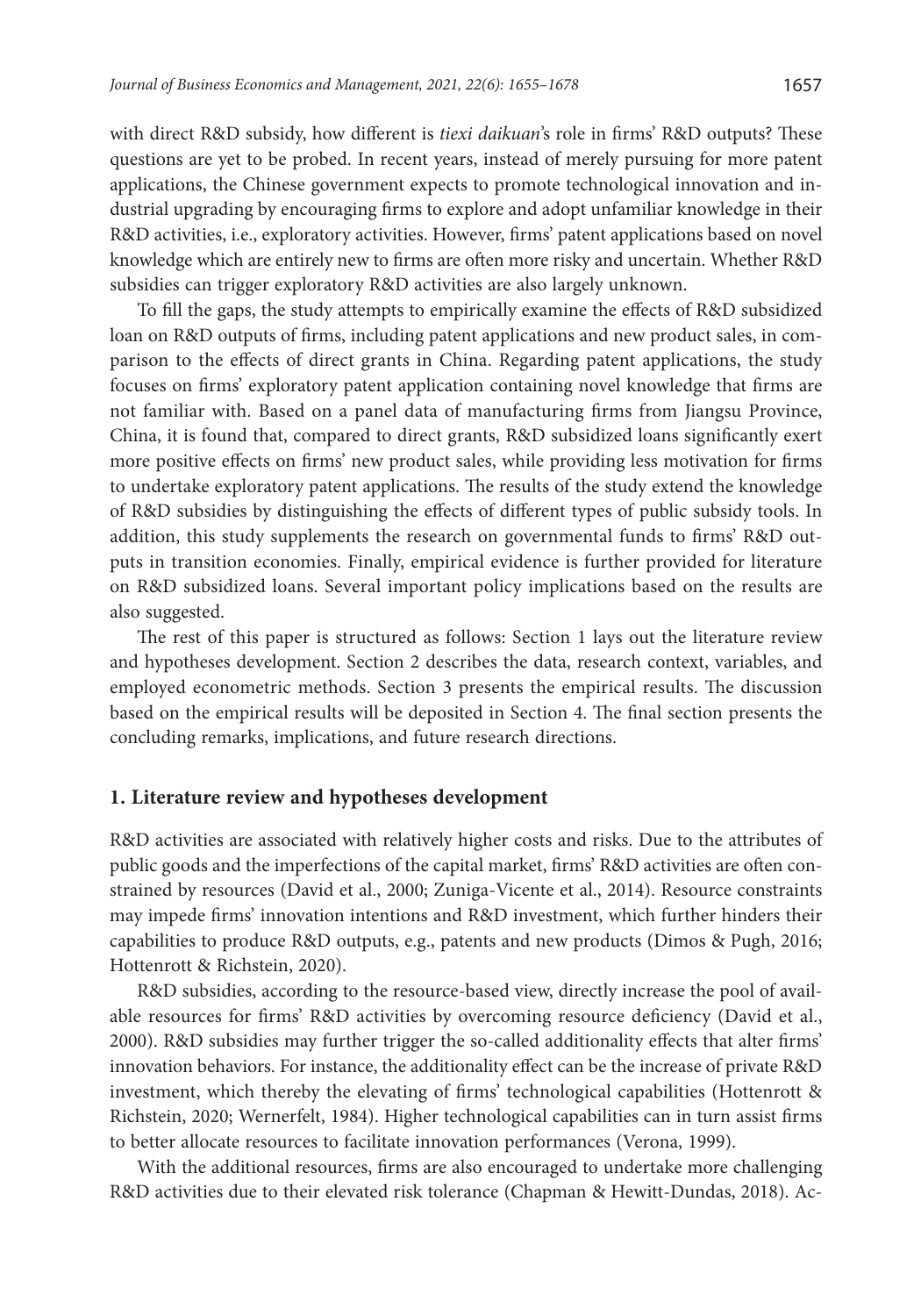with direct R&D subsidy, how different is *tiexi daikuan*'s role in firms' R&D outputs? These questions are yet to be probed. In recent years, instead of merely pursuing for more patent applications, the Chinese government expects to promote technological innovation and industrial upgrading by encouraging firms to explore and adopt unfamiliar knowledge in their R&D activities, i.e., exploratory activities. However, firms' patent applications based on novel knowledge which are entirely new to firms are often more risky and uncertain. Whether R&D subsidies can trigger exploratory R&D activities are also largely unknown.

To fill the gaps, the study attempts to empirically examine the effects of R&D subsidized loan on R&D outputs of firms, including patent applications and new product sales, in comparison to the effects of direct grants in China. Regarding patent applications, the study focuses on firms' exploratory patent application containing novel knowledge that firms are not familiar with. Based on a panel data of manufacturing firms from Jiangsu Province, China, it is found that, compared to direct grants, R&D subsidized loans significantly exert more positive effects on firms' new product sales, while providing less motivation for firms to undertake exploratory patent applications. The results of the study extend the knowledge of R&D subsidies by distinguishing the effects of different types of public subsidy tools. In addition, this study supplements the research on governmental funds to firms' R&D outputs in transition economies. Finally, empirical evidence is further provided for literature on R&D subsidized loans. Several important policy implications based on the results are also suggested.

The rest of this paper is structured as follows: Section 1 lays out the literature review and hypotheses development. Section 2 describes the data, research context, variables, and employed econometric methods. Section 3 presents the empirical results. The discussion based on the empirical results will be deposited in Section 4. The final section presents the concluding remarks, implications, and future research directions.

## 1. Literature review and hypotheses development

R&D activities are associated with relatively higher costs and risks. Due to the attributes of public goods and the imperfections of the capital market, firms' R&D activities are often constrained by resources (David et al., 2000; Zuniga-Vicente et al., 2014). Resource constraints may impede firms' innovation intentions and R&D investment, which further hinders their capabilities to produce R&D outputs, e.g., patents and new products (Dimos & Pugh, 2016; Hottenrott & Richstein, 2020).

R&D subsidies, according to the resource-based view, directly increase the pool of available resources for firms' R&D activities by overcoming resource deficiency (David et al., 2000). R&D subsidies may further trigger the so-called additionality effects that alter firms' innovation behaviors. For instance, the additionality effect can be the increase of private R&D investment, which thereby the elevating of firms' technological capabilities (Hottenrott & Richstein, 2020; Wernerfelt, 1984). Higher technological capabilities can in turn assist firms to better allocate resources to facilitate innovation performances (Verona, 1999).

With the additional resources, firms are also encouraged to undertake more challenging R&D activities due to their elevated risk tolerance (Chapman & Hewitt-Dundas, 2018). Ac-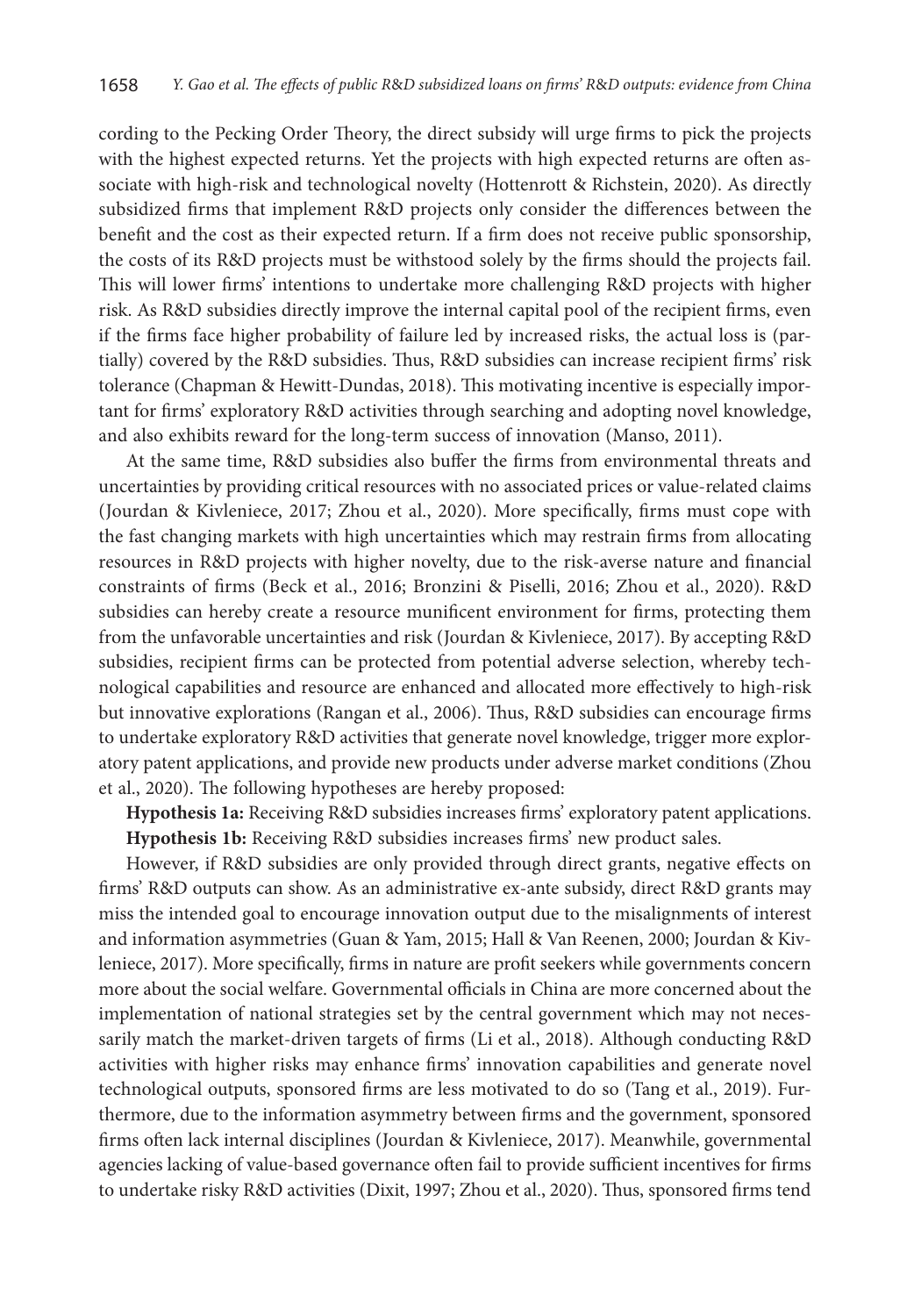cording to the Pecking Order Theory, the direct subsidy will urge firms to pick the projects with the highest expected returns. Yet the projects with high expected returns are often associate with high-risk and technological novelty (Hottenrott & Richstein, 2020). As directly subsidized firms that implement R&D projects only consider the differences between the benefit and the cost as their expected return. If a firm does not receive public sponsorship, the costs of its R&D projects must be withstood solely by the firms should the projects fail. This will lower firms' intentions to undertake more challenging R&D projects with higher risk. As R&D subsidies directly improve the internal capital pool of the recipient firms, even if the firms face higher probability of failure led by increased risks, the actual loss is (partially) covered by the R&D subsidies. Thus, R&D subsidies can increase recipient firms' risk tolerance (Chapman & Hewitt-Dundas, 2018). This motivating incentive is especially important for firms' exploratory R&D activities through searching and adopting novel knowledge, and also exhibits reward for the long-term success of innovation (Manso, 2011).

At the same time, R&D subsidies also buffer the firms from environmental threats and uncertainties by providing critical resources with no associated prices or value-related claims (Jourdan & Kivleniece, 2017; Zhou et al., 2020). More specifically, firms must cope with the fast changing markets with high uncertainties which may restrain firms from allocating resources in R&D projects with higher novelty, due to the risk-averse nature and financial constraints of firms (Beck et al., 2016; Bronzini & Piselli, 2016; Zhou et al., 2020). R&D subsidies can hereby create a resource munificent environment for firms, protecting them from the unfavorable uncertainties and risk (Jourdan & Kivleniece, 2017). By accepting R&D subsidies, recipient firms can be protected from potential adverse selection, whereby technological capabilities and resource are enhanced and allocated more effectively to high-risk but innovative explorations (Rangan et al., 2006). Thus, R&D subsidies can encourage firms to undertake exploratory R&D activities that generate novel knowledge, trigger more exploratory patent applications, and provide new products under adverse market conditions (Zhou et al., 2020). The following hypotheses are hereby proposed:

**Hypothesis 1a:** Receiving R&D subsidies increases firms' exploratory patent applications.

**Hypothesis 1b:** Receiving R&D subsidies increases firms' new product sales.

However, if R&D subsidies are only provided through direct grants, negative effects on firms' R&D outputs can show. As an administrative ex-ante subsidy, direct R&D grants may miss the intended goal to encourage innovation output due to the misalignments of interest and information asymmetries (Guan & Yam, 2015; Hall & Van Reenen, 2000; Jourdan & Kivleniece, 2017). More specifically, firms in nature are profit seekers while governments concern more about the social welfare. Governmental officials in China are more concerned about the implementation of national strategies set by the central government which may not necessarily match the market-driven targets of firms (Li et al., 2018). Although conducting R&D activities with higher risks may enhance firms' innovation capabilities and generate novel technological outputs, sponsored firms are less motivated to do so (Tang et al., 2019). Furthermore, due to the information asymmetry between firms and the government, sponsored firms often lack internal disciplines (Jourdan & Kivleniece, 2017). Meanwhile, governmental agencies lacking of value-based governance often fail to provide sufficient incentives for firms to undertake risky R&D activities (Dixit, 1997; Zhou et al., 2020). Thus, sponsored firms tend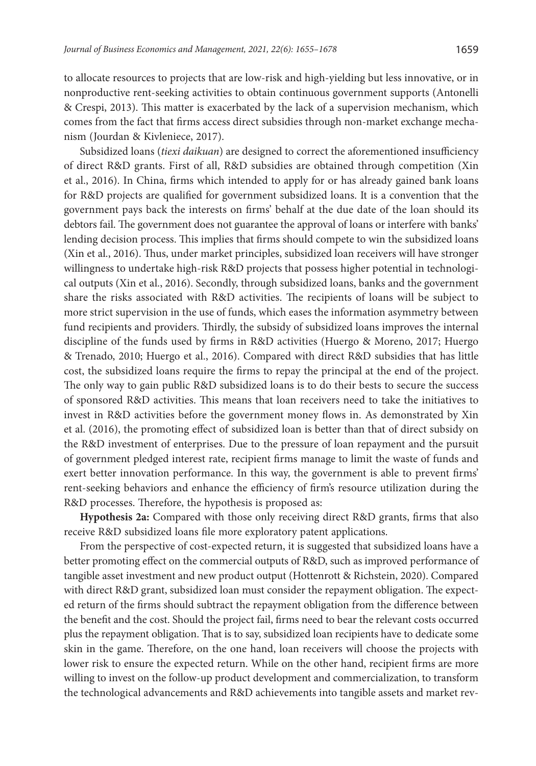to allocate resources to projects that are low-risk and high-yielding but less innovative, or in nonproductive rent-seeking activities to obtain continuous government supports (Antonelli & Crespi, 2013). This matter is exacerbated by the lack of a supervision mechanism, which comes from the fact that firms access direct subsidies through non-market exchange mechanism (Jourdan & Kivleniece, 2017).

Subsidized loans (*tiexi daikuan*) are designed to correct the aforementioned insufficiency of direct R&D grants. First of all, R&D subsidies are obtained through competition (Xin et al., 2016). In China, firms which intended to apply for or has already gained bank loans for R&D projects are qualified for government subsidized loans. It is a convention that the government pays back the interests on firms' behalf at the due date of the loan should its debtors fail. The government does not guarantee the approval of loans or interfere with banks' lending decision process. This implies that firms should compete to win the subsidized loans (Xin et al., 2016). Thus, under market principles, subsidized loan receivers will have stronger willingness to undertake high-risk R&D projects that possess higher potential in technological outputs (Xin et al., 2016). Secondly, through subsidized loans, banks and the government share the risks associated with R&D activities. The recipients of loans will be subject to more strict supervision in the use of funds, which eases the information asymmetry between fund recipients and providers. Thirdly, the subsidy of subsidized loans improves the internal discipline of the funds used by firms in R&D activities (Huergo & Moreno, 2017; Huergo & Trenado, 2010; Huergo et al., 2016). Compared with direct R&D subsidies that has little cost, the subsidized loans require the firms to repay the principal at the end of the project. The only way to gain public R&D subsidized loans is to do their bests to secure the success of sponsored R&D activities. This means that loan receivers need to take the initiatives to invest in R&D activities before the government money flows in. As demonstrated by Xin et al. (2016), the promoting effect of subsidized loan is better than that of direct subsidy on the R&D investment of enterprises. Due to the pressure of loan repayment and the pursuit of government pledged interest rate, recipient firms manage to limit the waste of funds and exert better innovation performance. In this way, the government is able to prevent firms' rent-seeking behaviors and enhance the efficiency of firm's resource utilization during the R&D processes. Therefore, the hypothesis is proposed as:

**Hypothesis 2a:** Compared with those only receiving direct R&D grants, firms that also receive R&D subsidized loans file more exploratory patent applications.

From the perspective of cost-expected return, it is suggested that subsidized loans have a better promoting effect on the commercial outputs of R&D, such as improved performance of tangible asset investment and new product output (Hottenrott & Richstein, 2020). Compared with direct R&D grant, subsidized loan must consider the repayment obligation. The expected return of the firms should subtract the repayment obligation from the difference between the benefit and the cost. Should the project fail, firms need to bear the relevant costs occurred plus the repayment obligation. That is to say, subsidized loan recipients have to dedicate some skin in the game. Therefore, on the one hand, loan receivers will choose the projects with lower risk to ensure the expected return. While on the other hand, recipient firms are more willing to invest on the follow-up product development and commercialization, to transform the technological advancements and R&D achievements into tangible assets and market rev-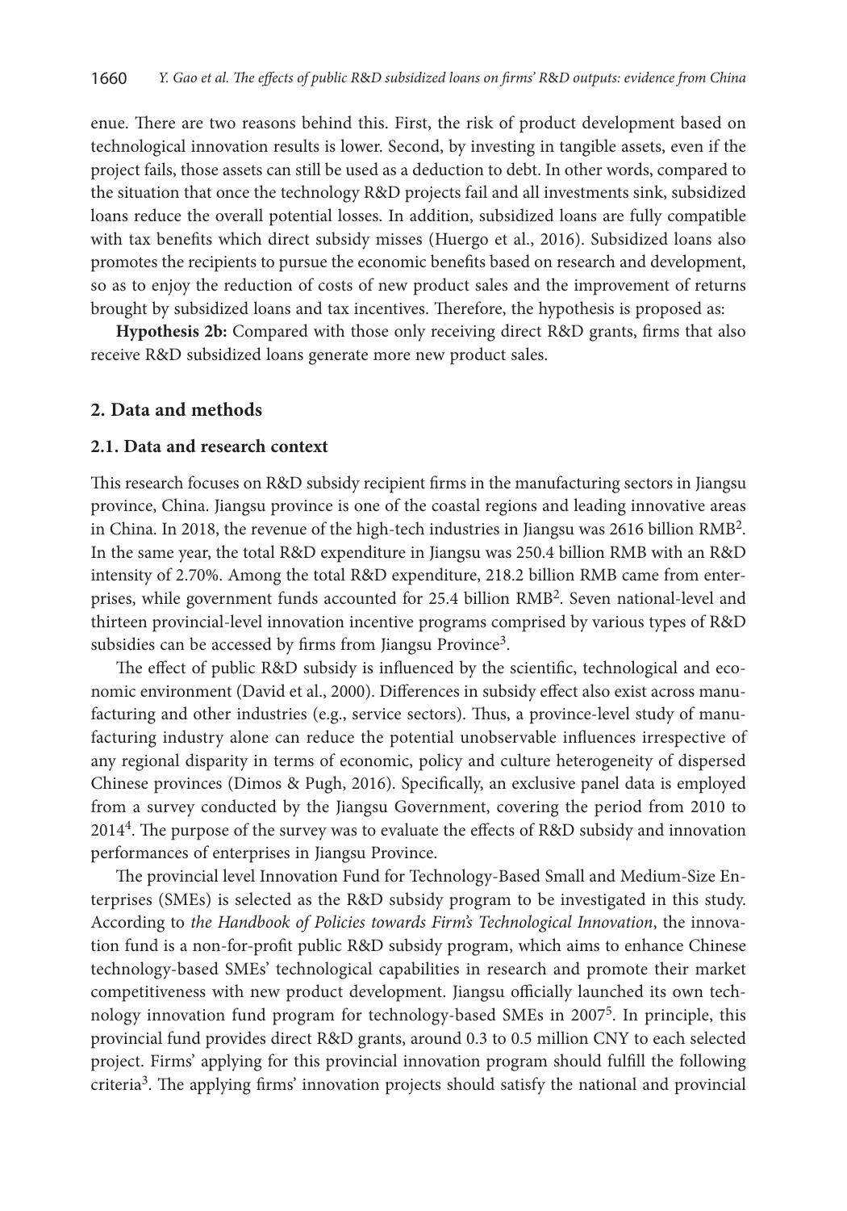enue. There are two reasons behind this. First, the risk of product development based on technological innovation results is lower. Second, by investing in tangible assets, even if the project fails, those assets can still be used as a deduction to debt. In other words, compared to the situation that once the technology R&D projects fail and all investments sink, subsidized loans reduce the overall potential losses. In addition, subsidized loans are fully compatible with tax benefits which direct subsidy misses (Huergo et al., 2016). Subsidized loans also promotes the recipients to pursue the economic benefits based on research and development, so as to enjoy the reduction of costs of new product sales and the improvement of returns brought by subsidized loans and tax incentives. Therefore, the hypothesis is proposed as:

**Hypothesis 2b:** Compared with those only receiving direct R&D grants, firms that also receive R&D subsidized loans generate more new product sales.

## 2. Data and methods

### 2.1. Data and research context

This research focuses on R&D subsidy recipient firms in the manufacturing sectors in Jiangsu province, China. Jiangsu province is one of the coastal regions and leading innovative areas in China. In 2018, the revenue of the high-tech industries in Jiangsu was 2616 billion RMB[2]. In the same year, the total R&D expenditure in Jiangsu was 250.4 billion RMB with an R&D intensity of 2.70%. Among the total R&D expenditure, 218.2 billion RMB came from enterprises, while government funds accounted for 25.4 billion RMB[2]. Seven national-level and thirteen provincial-level innovation incentive programs comprised by various types of R&D subsidies can be accessed by firms from Jiangsu Province[3].

The effect of public R&D subsidy is influenced by the scientific, technological and economic environment (David et al., 2000). Differences in subsidy effect also exist across manufacturing and other industries (e.g., service sectors). Thus, a province-level study of manufacturing industry alone can reduce the potential unobservable influences irrespective of any regional disparity in terms of economic, policy and culture heterogeneity of dispersed Chinese provinces (Dimos & Pugh, 2016). Specifically, an exclusive panel data is employed from a survey conducted by the Jiangsu Government, covering the period from 2010 to 2014[4]. The purpose of the survey was to evaluate the effects of R&D subsidy and innovation performances of enterprises in Jiangsu Province.

The provincial level Innovation Fund for Technology-Based Small and Medium-Size Enterprises (SMEs) is selected as the R&D subsidy program to be investigated in this study. According to *the Handbook of Policies towards Firm's Technological Innovation*, the innovation fund is a non-for-profit public R&D subsidy program, which aims to enhance Chinese technology-based SMEs' technological capabilities in research and promote their market competitiveness with new product development. Jiangsu officially launched its own technology innovation fund program for technology-based SMEs in 2007[5]. In principle, this provincial fund provides direct R&D grants, around 0.3 to 0.5 million CNY to each selected project. Firms' applying for this provincial innovation program should fulfill the following criteria[3]. The applying firms' innovation projects should satisfy the national and provincial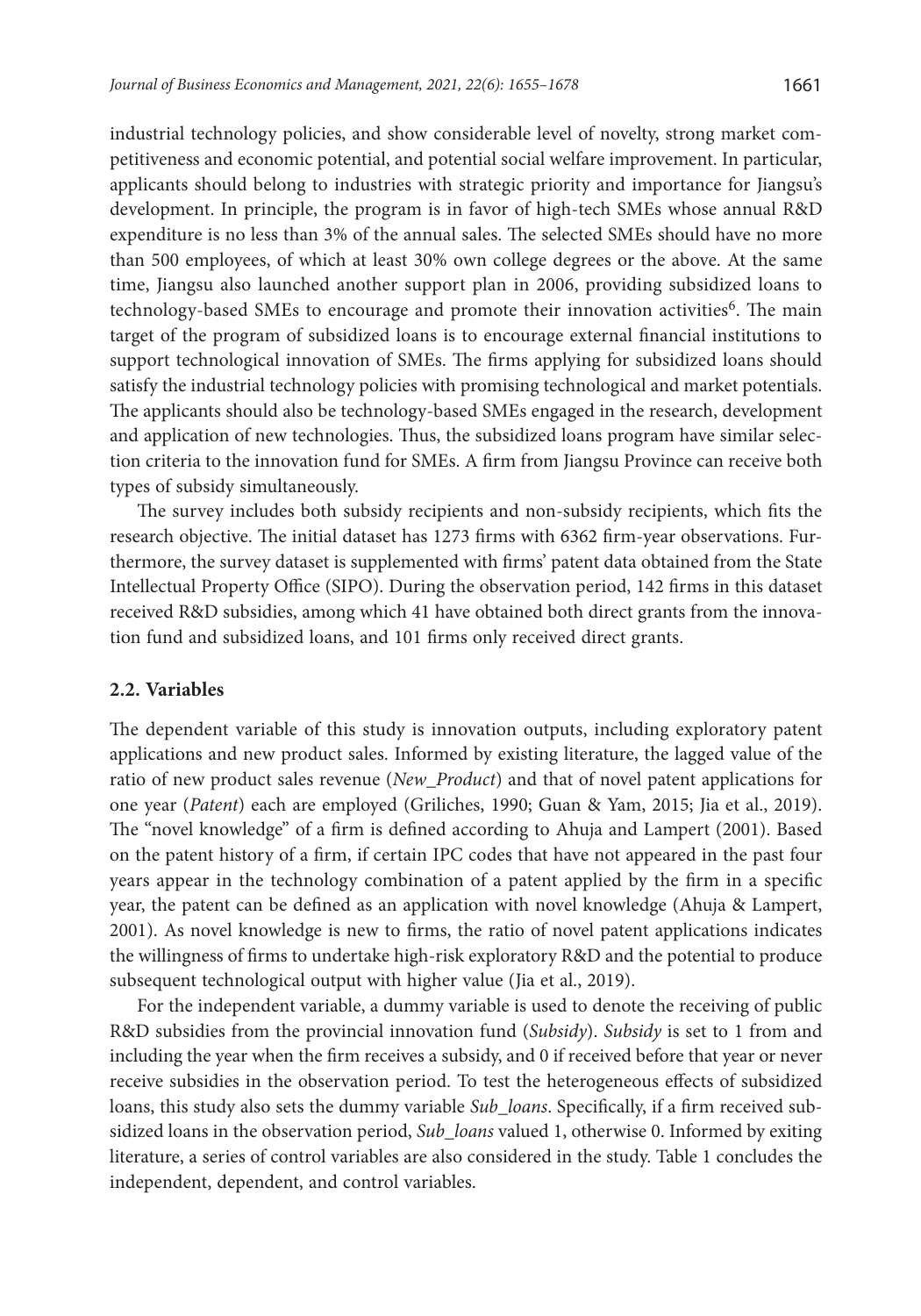industrial technology policies, and show considerable level of novelty, strong market competitiveness and economic potential, and potential social welfare improvement. In particular, applicants should belong to industries with strategic priority and importance for Jiangsu's development. In principle, the program is in favor of high-tech SMEs whose annual R&D expenditure is no less than 3% of the annual sales. The selected SMEs should have no more than 500 employees, of which at least 30% own college degrees or the above. At the same time, Jiangsu also launched another support plan in 2006, providing subsidized loans to technology-based SMEs to encourage and promote their innovation activities[6]. The main target of the program of subsidized loans is to encourage external financial institutions to support technological innovation of SMEs. The firms applying for subsidized loans should satisfy the industrial technology policies with promising technological and market potentials. The applicants should also be technology-based SMEs engaged in the research, development and application of new technologies. Thus, the subsidized loans program have similar selection criteria to the innovation fund for SMEs. A firm from Jiangsu Province can receive both types of subsidy simultaneously.

The survey includes both subsidy recipients and non-subsidy recipients, which fits the research objective. The initial dataset has 1273 firms with 6362 firm-year observations. Furthermore, the survey dataset is supplemented with firms' patent data obtained from the State Intellectual Property Office (SIPO). During the observation period, 142 firms in this dataset received R&D subsidies, among which 41 have obtained both direct grants from the innovation fund and subsidized loans, and 101 firms only received direct grants.

### 2.2. Variables

The dependent variable of this study is innovation outputs, including exploratory patent applications and new product sales. Informed by existing literature, the lagged value of the ratio of new product sales revenue (*New_Product*) and that of novel patent applications for one year (*Patent*) each are employed (Griliches, 1990; Guan & Yam, 2015; Jia et al., 2019). The "novel knowledge" of a firm is defined according to Ahuja and Lampert (2001). Based on the patent history of a firm, if certain IPC codes that have not appeared in the past four years appear in the technology combination of a patent applied by the firm in a specific year, the patent can be defined as an application with novel knowledge (Ahuja & Lampert, 2001). As novel knowledge is new to firms, the ratio of novel patent applications indicates the willingness of firms to undertake high-risk exploratory R&D and the potential to produce subsequent technological output with higher value (Jia et al., 2019).

For the independent variable, a dummy variable is used to denote the receiving of public R&D subsidies from the provincial innovation fund (*Subsidy*). *Subsidy* is set to 1 from and including the year when the firm receives a subsidy, and 0 if received before that year or never receive subsidies in the observation period. To test the heterogeneous effects of subsidized loans, this study also sets the dummy variable *Sub_loans*. Specifically, if a firm received subsidized loans in the observation period, *Sub_loans* valued 1, otherwise 0. Informed by exiting literature, a series of control variables are also considered in the study. Table 1 concludes the independent, dependent, and control variables.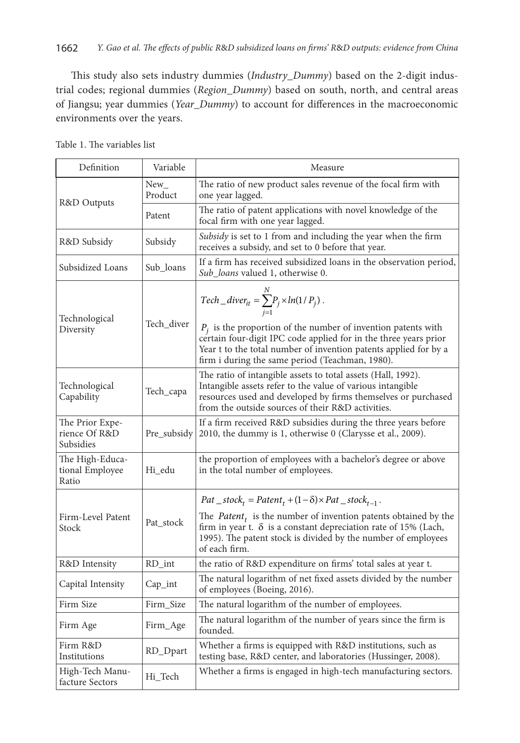This study also sets industry dummies (*Industry_Dummy*) based on the 2-digit industrial codes; regional dummies (*Region_Dummy*) based on south, north, and central areas of Jiangsu; year dummies (*Year_Dummy*) to account for differences in the macroeconomic environments over the years.

Table 1. The variables list

| Definition | Variable | Measure |
|---|---|---|
| R&D Outputs | New_Product | The ratio of new product sales revenue of the focal firm with one year lagged. |
| | Patent | The ratio of patent applications with novel knowledge of the focal firm with one year lagged. |
| R&D Subsidy | Subsidy | *Subsidy* is set to 1 from and including the year when the firm receives a subsidy, and set to 0 before that year. |
| Subsidized Loans | Sub_loans | If a firm has received subsidized loans in the observation period, *Sub_loans* valued 1, otherwise 0. |
| Technological Diversity | Tech_diver | $Tech\_diver_{it} = \sum_{j=1}^{N} P_j \times ln(1/P_j)$. $P_j$ is the proportion of the number of invention patents with certain four-digit IPC code applied for in the three years prior Year t to the total number of invention patents applied for by a firm i during the same period (Teachman, 1980). |
| Technological Capability | Tech_capa | The ratio of intangible assets to total assets (Hall, 1992). Intangible assets refer to the value of various intangible resources used and developed by firms themselves or purchased from the outside sources of their R&D activities. |
| The Prior Experience Of R&D Subsidies | Pre_subsidy | If a firm received R&D subsidies during the three years before 2010, the dummy is 1, otherwise 0 (Clarysse et al., 2009). |
| The High-Educational Employee Ratio | Hi_edu | the proportion of employees with a bachelor's degree or above in the total number of employees. |
| Firm-Level Patent Stock | Pat_stock | $Pat\_stock_t = Patent_t + (1-\delta) \times Pat\_stock_{t-1}$. The $Patent_t$ is the number of invention patents obtained by the firm in year t. $\delta$ is a constant depreciation rate of 15% (Lach, 1995). The patent stock is divided by the number of employees of each firm. |
| R&D Intensity | RD_int | the ratio of R&D expenditure on firms' total sales at year t. |
| Capital Intensity | Cap_int | The natural logarithm of net fixed assets divided by the number of employees (Boeing, 2016). |
| Firm Size | Firm_Size | The natural logarithm of the number of employees. |
| Firm Age | Firm_Age | The natural logarithm of the number of years since the firm is founded. |
| Firm R&D Institutions | RD_Dpart | Whether a firms is equipped with R&D institutions, such as testing base, R&D center, and laboratories (Hussinger, 2008). |
| High-Tech Manufacture Sectors | Hi_Tech | Whether a firms is engaged in high-tech manufacturing sectors. |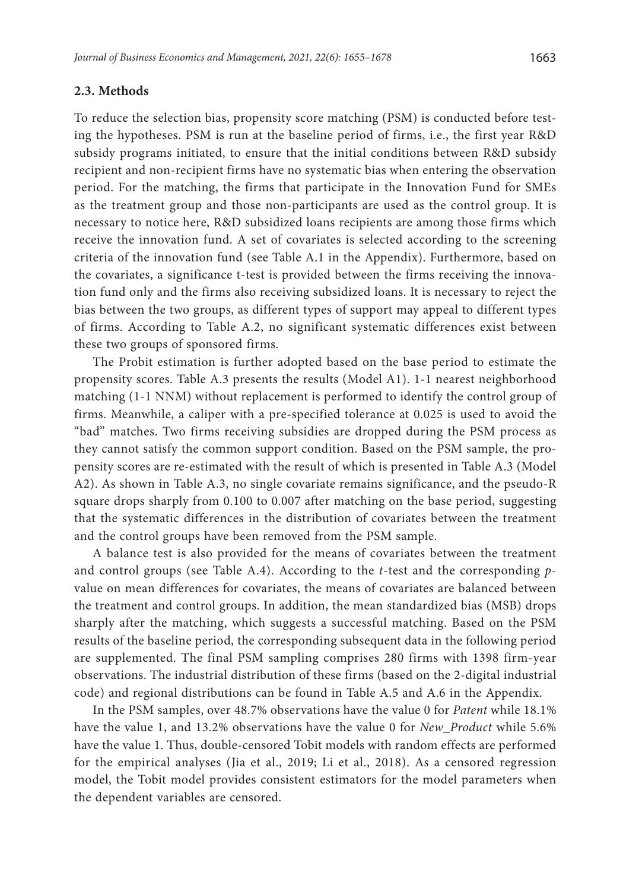### 2.3. Methods

To reduce the selection bias, propensity score matching (PSM) is conducted before testing the hypotheses. PSM is run at the baseline period of firms, i.e., the first year R&D subsidy programs initiated, to ensure that the initial conditions between R&D subsidy recipient and non-recipient firms have no systematic bias when entering the observation period. For the matching, the firms that participate in the Innovation Fund for SMEs as the treatment group and those non-participants are used as the control group. It is necessary to notice here, R&D subsidized loans recipients are among those firms which receive the innovation fund. A set of covariates is selected according to the screening criteria of the innovation fund (see Table A.1 in the Appendix). Furthermore, based on the covariates, a significance t-test is provided between the firms receiving the innovation fund only and the firms also receiving subsidized loans. It is necessary to reject the bias between the two groups, as different types of support may appeal to different types of firms. According to Table A.2, no significant systematic differences exist between these two groups of sponsored firms.

The Probit estimation is further adopted based on the base period to estimate the propensity scores. Table A.3 presents the results (Model A1). 1-1 nearest neighborhood matching (1-1 NNM) without replacement is performed to identify the control group of firms. Meanwhile, a caliper with a pre-specified tolerance at 0.025 is used to avoid the "bad" matches. Two firms receiving subsidies are dropped during the PSM process as they cannot satisfy the common support condition. Based on the PSM sample, the propensity scores are re-estimated with the result of which is presented in Table A.3 (Model A2). As shown in Table A.3, no single covariate remains significance, and the pseudo-R square drops sharply from 0.100 to 0.007 after matching on the base period, suggesting that the systematic differences in the distribution of covariates between the treatment and the control groups have been removed from the PSM sample.

A balance test is also provided for the means of covariates between the treatment and control groups (see Table A.4). According to the *t*-test and the corresponding *p*-value on mean differences for covariates, the means of covariates are balanced between the treatment and control groups. In addition, the mean standardized bias (MSB) drops sharply after the matching, which suggests a successful matching. Based on the PSM results of the baseline period, the corresponding subsequent data in the following period are supplemented. The final PSM sampling comprises 280 firms with 1398 firm-year observations. The industrial distribution of these firms (based on the 2-digital industrial code) and regional distributions can be found in Table A.5 and A.6 in the Appendix.

In the PSM samples, over 48.7% observations have the value 0 for *Patent* while 18.1% have the value 1, and 13.2% observations have the value 0 for *New_Product* while 5.6% have the value 1. Thus, double-censored Tobit models with random effects are performed for the empirical analyses (Jia et al., 2019; Li et al., 2018). As a censored regression model, the Tobit model provides consistent estimators for the model parameters when the dependent variables are censored.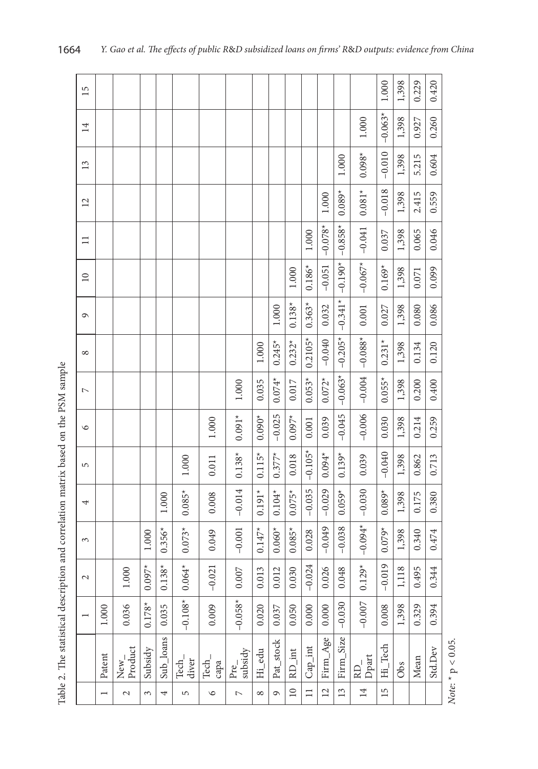Table 2. The statistical description and correlation matrix based on the PSM sample

| | | 1 | 2 | 3 | 4 | 5 | 6 | 7 | 8 | 9 | 10 | 11 | 12 | 13 | 14 | 15 |
|---|---|---|---|---|---|---|---|---|---|---|---|---|---|---|---|---|
| 1 | Patent | 1.000 | | | | | | | | | | | | | | |
| 2 | New_Product | 0.036 | 1.000 | | | | | | | | | | | | | |
| 3 | Subsidy | 0.178* | 0.097* | 1.000 | | | | | | | | | | | | |
| 4 | Sub_loans | 0.035 | 0.138* | 0.356* | 1.000 | | | | | | | | | | | |
| 5 | Tech_diver | −0.108* | 0.064* | 0.073* | 0.085* | 1.000 | | | | | | | | | | |
| 6 | Tech_capa | 0.009 | −0.021 | 0.049 | 0.008 | 0.011 | 1.000 | | | | | | | | | |
| 7 | Pre_subsidy | −0.058* | 0.007 | −0.001 | −0.014 | 0.138* | 0.091* | 1.000 | | | | | | | | |
| 8 | Hi_edu | 0.020 | 0.013 | 0.147* | 0.191* | 0.115* | 0.090* | 0.035 | 1.000 | | | | | | | |
| 9 | Pat_stock | 0.037 | 0.012 | 0.060* | 0.104* | 0.377* | −0.025 | 0.074* | 0.245* | 1.000 | | | | | | |
| 10 | RD_int | 0.050 | 0.030 | 0.085* | 0.075* | 0.018 | 0.097* | 0.017 | 0.232* | 0.138* | 1.000 | | | | | |
| 11 | Cap_int | 0.000 | −0.024 | 0.028 | −0.035 | −0.105* | 0.001 | 0.053* | 0.2105* | 0.363* | 0.186* | 1.000 | | | | |
| 12 | Firm_Age | 0.000 | 0.026 | −0.049 | −0.029 | 0.094* | 0.039 | 0.072* | −0.040 | 0.032 | −0.051 | −0.078* | 1.000 | | | |
| 13 | Firm_Size | −0.030 | 0.048 | −0.038 | 0.059* | 0.139* | −0.045 | −0.063* | −0.205* | −0.341* | −0.190* | −0.858* | 0.089* | 1.000 | | |
| 14 | RD_Dpart | −0.007 | 0.129* | −0.094* | −0.030 | 0.039 | −0.006 | −0.004 | −0.088* | 0.001 | −0.067* | −0.041 | 0.081* | 0.098* | 1.000 | |
| 15 | Hi_Tech | 0.008 | −0.019 | 0.079* | 0.089* | −0.040 | 0.030 | 0.055* | 0.231* | 0.027 | 0.169* | 0.037 | −0.018 | −0.010 | −0.063* | 1.000 |
| | Obs | 1,398 | 1,118 | 1,398 | 1,398 | 1,398 | 1,398 | 1,398 | 1,398 | 1,398 | 1,398 | 1,398 | 1,398 | 1,398 | 1,398 | 1,398 |
| | Mean | 0.329 | 0.495 | 0.340 | 0.175 | 0.862 | 0.214 | 0.200 | 0.134 | 0.080 | 0.071 | 0.065 | 2.415 | 5.215 | 0.927 | 0.229 |
| | Std.Dev | 0.394 | 0.344 | 0.474 | 0.380 | 0.713 | 0.259 | 0.400 | 0.120 | 0.086 | 0.099 | 0.046 | 0.559 | 0.604 | 0.260 | 0.420 |

*Note:* * $p < 0.05$.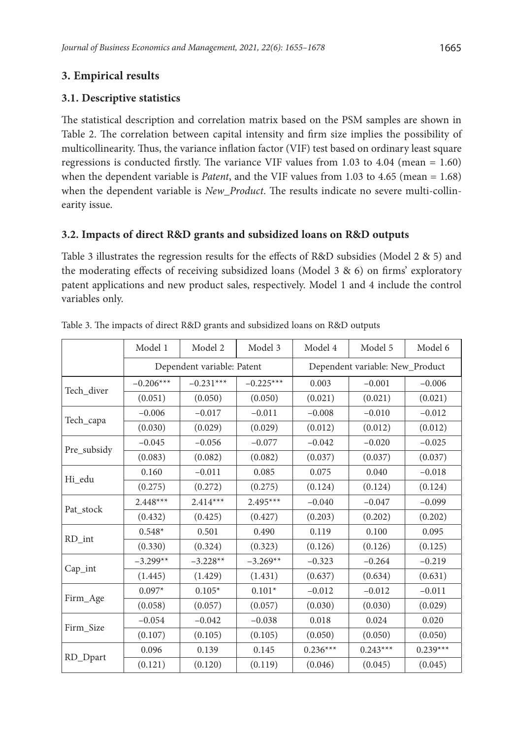## 3. Empirical results

### 3.1. Descriptive statistics

The statistical description and correlation matrix based on the PSM samples are shown in Table 2. The correlation between capital intensity and firm size implies the possibility of multicollinearity. Thus, the variance inflation factor (VIF) test based on ordinary least square regressions is conducted firstly. The variance VIF values from 1.03 to 4.04 (mean = 1.60) when the dependent variable is *Patent*, and the VIF values from 1.03 to 4.65 (mean = 1.68) when the dependent variable is *New_Product*. The results indicate no severe multi-collinearity issue.

### 3.2. Impacts of direct R&D grants and subsidized loans on R&D outputs

Table 3 illustrates the regression results for the effects of R&D subsidies (Model 2 & 5) and the moderating effects of receiving subsidized loans (Model 3 & 6) on firms' exploratory patent applications and new product sales, respectively. Model 1 and 4 include the control variables only.

Table 3. The impacts of direct R&D grants and subsidized loans on R&D outputs

| | Model 1 | Model 2 | Model 3 | Model 4 | Model 5 | Model 6 |
|---|---|---|---|---|---|---|
| | Dependent variable: Patent | | | Dependent variable: New_Product | | |
| Tech_diver | −0.206*** | −0.231*** | −0.225*** | 0.003 | −0.001 | −0.006 |
| | (0.051) | (0.050) | (0.050) | (0.021) | (0.021) | (0.021) |
| Tech_capa | −0.006 | −0.017 | −0.011 | −0.008 | −0.010 | −0.012 |
| | (0.030) | (0.029) | (0.029) | (0.012) | (0.012) | (0.012) |
| Pre_subsidy | −0.045 | −0.056 | −0.077 | −0.042 | −0.020 | −0.025 |
| | (0.083) | (0.082) | (0.082) | (0.037) | (0.037) | (0.037) |
| Hi_edu | 0.160 | −0.011 | 0.085 | 0.075 | 0.040 | −0.018 |
| | (0.275) | (0.272) | (0.275) | (0.124) | (0.124) | (0.124) |
| Pat_stock | 2.448*** | 2.414*** | 2.495*** | −0.040 | −0.047 | −0.099 |
| | (0.432) | (0.425) | (0.427) | (0.203) | (0.202) | (0.202) |
| RD_int | 0.548* | 0.501 | 0.490 | 0.119 | 0.100 | 0.095 |
| | (0.330) | (0.324) | (0.323) | (0.126) | (0.126) | (0.125) |
| Cap_int | −3.299** | −3.228** | −3.269** | −0.323 | −0.264 | −0.219 |
| | (1.445) | (1.429) | (1.431) | (0.637) | (0.634) | (0.631) |
| Firm_Age | 0.097* | 0.105* | 0.101* | −0.012 | −0.012 | −0.011 |
| | (0.058) | (0.057) | (0.057) | (0.030) | (0.030) | (0.029) |
| Firm_Size | −0.054 | −0.042 | −0.038 | 0.018 | 0.024 | 0.020 |
| | (0.107) | (0.105) | (0.105) | (0.050) | (0.050) | (0.050) |
| RD_Dpart | 0.096 | 0.139 | 0.145 | 0.236*** | 0.243*** | 0.239*** |
| | (0.121) | (0.120) | (0.119) | (0.046) | (0.045) | (0.045) |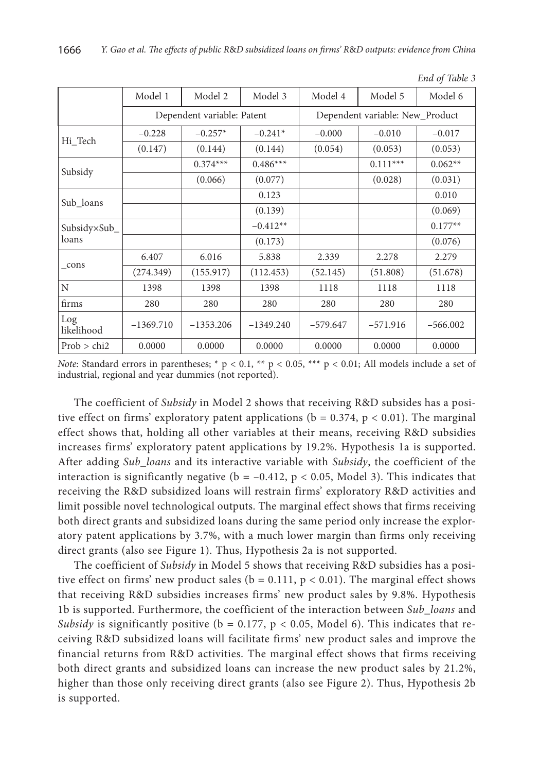*End of Table 3*

| | Model 1 | Model 2 | Model 3 | Model 4 | Model 5 | Model 6 |
|---|---|---|---|---|---|---|
| | Dependent variable: Patent | | | Dependent variable: New_Product | | |
| Hi_Tech | −0.228 | −0.257* | −0.241* | −0.000 | −0.010 | −0.017 |
| | (0.147) | (0.144) | (0.144) | (0.054) | (0.053) | (0.053) |
| Subsidy | | 0.374*** | 0.486*** | | 0.111*** | 0.062** |
| | | (0.066) | (0.077) | | (0.028) | (0.031) |
| Sub_loans | | | 0.123 | | | 0.010 |
| | | | (0.139) | | | (0.069) |
| Subsidy×Sub_loans | | | −0.412** | | | 0.177** |
| | | | (0.173) | | | (0.076) |
| _cons | 6.407 | 6.016 | 5.838 | 2.339 | 2.278 | 2.279 |
| | (274.349) | (155.917) | (112.453) | (52.145) | (51.808) | (51.678) |
| N | 1398 | 1398 | 1398 | 1118 | 1118 | 1118 |
| firms | 280 | 280 | 280 | 280 | 280 | 280 |
| Log likelihood | −1369.710 | −1353.206 | −1349.240 | −579.647 | −571.916 | −566.002 |
| Prob > chi2 | 0.0000 | 0.0000 | 0.0000 | 0.0000 | 0.0000 | 0.0000 |

*Note*: Standard errors in parentheses; * $p < 0.1$, ** $p < 0.05$, *** $p < 0.01$; All models include a set of industrial, regional and year dummies (not reported).

The coefficient of *Subsidy* in Model 2 shows that receiving R&D subsides has a positive effect on firms' exploratory patent applications (b = 0.374, $p < 0.01$). The marginal effect shows that, holding all other variables at their means, receiving R&D subsidies increases firms' exploratory patent applications by 19.2%. Hypothesis 1a is supported. After adding *Sub_loans* and its interactive variable with *Subsidy*, the coefficient of the interaction is significantly negative (b = –0.412, $p < 0.05$, Model 3). This indicates that receiving the R&D subsidized loans will restrain firms' exploratory R&D activities and limit possible novel technological outputs. The marginal effect shows that firms receiving both direct grants and subsidized loans during the same period only increase the exploratory patent applications by 3.7%, with a much lower margin than firms only receiving direct grants (also see Figure 1). Thus, Hypothesis 2a is not supported.

The coefficient of *Subsidy* in Model 5 shows that receiving R&D subsidies has a positive effect on firms' new product sales (b = 0.111, $p < 0.01$). The marginal effect shows that receiving R&D subsidies increases firms' new product sales by 9.8%. Hypothesis 1b is supported. Furthermore, the coefficient of the interaction between *Sub_loans* and *Subsidy* is significantly positive (b = 0.177, $p < 0.05$, Model 6). This indicates that receiving R&D subsidized loans will facilitate firms' new product sales and improve the financial returns from R&D activities. The marginal effect shows that firms receiving both direct grants and subsidized loans can increase the new product sales by 21.2%, higher than those only receiving direct grants (also see Figure 2). Thus, Hypothesis 2b is supported.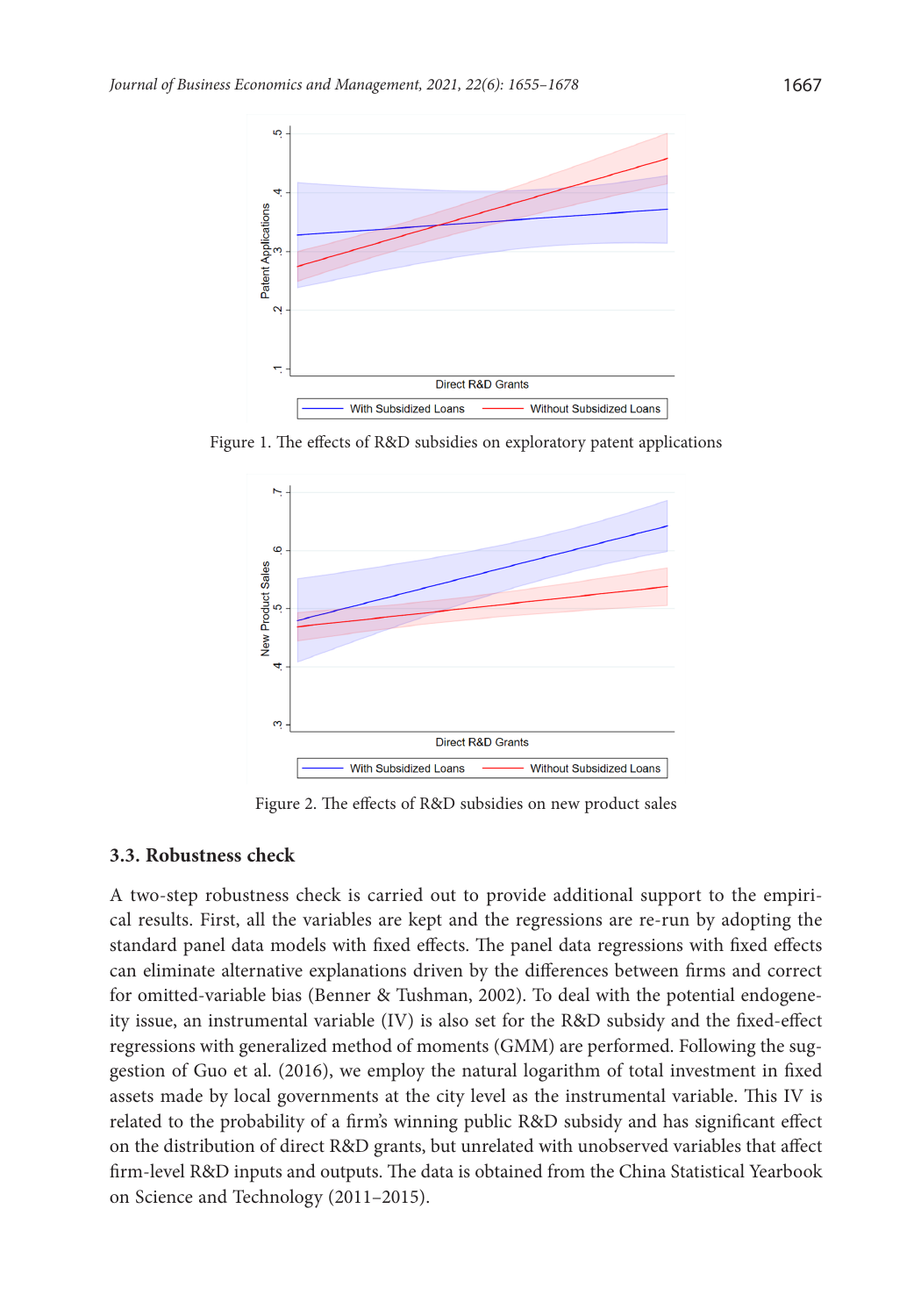Figure 1. The effects of R&D subsidies on exploratory patent applications

Figure 2. The effects of R&D subsidies on new product sales

### 3.3. Robustness check

A two-step robustness check is carried out to provide additional support to the empirical results. First, all the variables are kept and the regressions are re-run by adopting the standard panel data models with fixed effects. The panel data regressions with fixed effects can eliminate alternative explanations driven by the differences between firms and correct for omitted-variable bias (Benner & Tushman, 2002). To deal with the potential endogeneity issue, an instrumental variable (IV) is also set for the R&D subsidy and the fixed-effect regressions with generalized method of moments (GMM) are performed. Following the suggestion of Guo et al. (2016), we employ the natural logarithm of total investment in fixed assets made by local governments at the city level as the instrumental variable. This IV is related to the probability of a firm's winning public R&D subsidy and has significant effect on the distribution of direct R&D grants, but unrelated with unobserved variables that affect firm-level R&D inputs and outputs. The data is obtained from the China Statistical Yearbook on Science and Technology (2011–2015).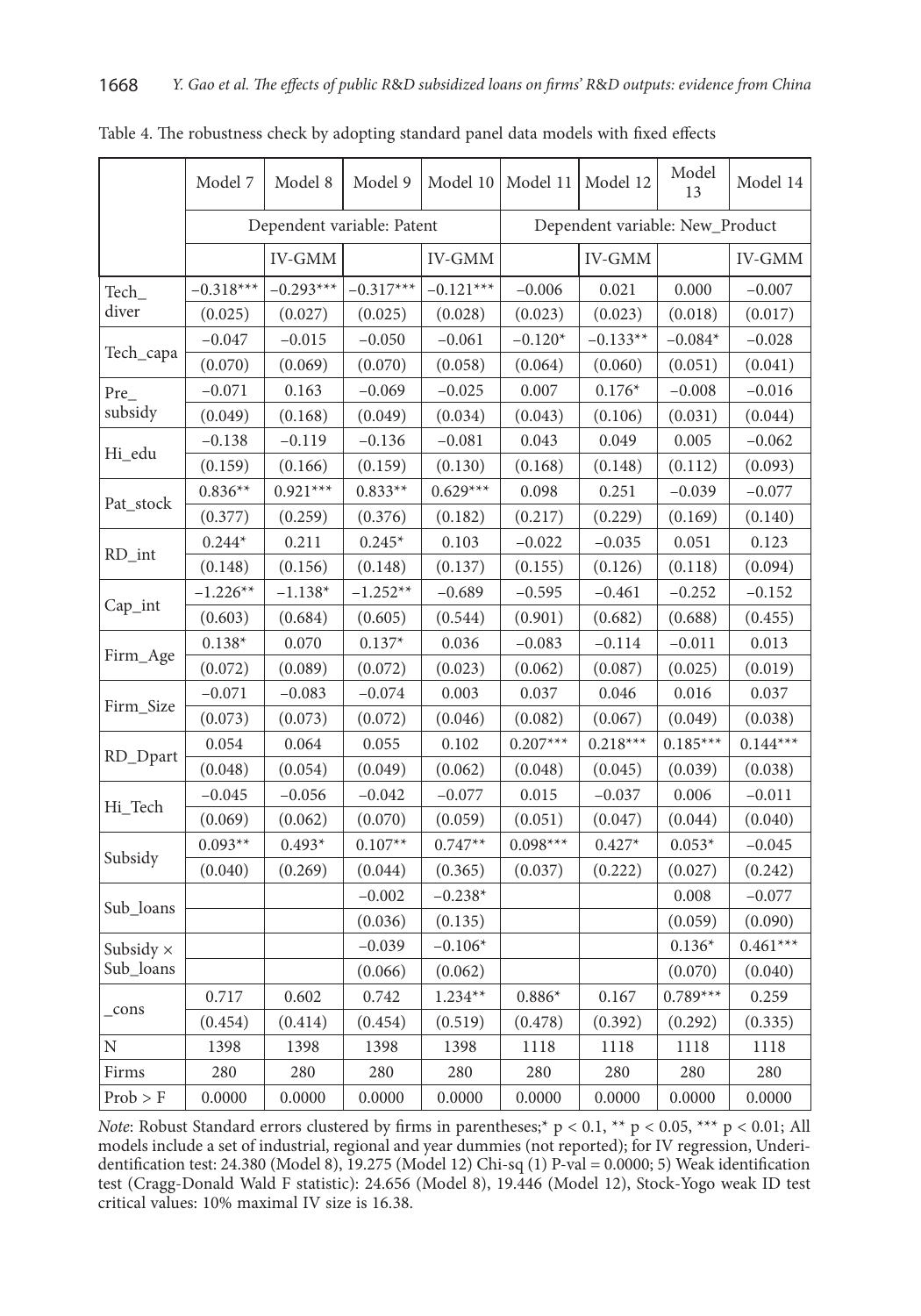Table 4. The robustness check by adopting standard panel data models with fixed effects

| | Model 7 | Model 8 | Model 9 | Model 10 | Model 11 | Model 12 | Model 13 | Model 14 |
|---|---|---|---|---|---|---|---|---|
| | Dependent variable: Patent | | | | Dependent variable: New_Product | | | |
| | | IV-GMM | | IV-GMM | | IV-GMM | | IV-GMM |
| Tech_diver | −0.318*** | −0.293*** | −0.317*** | −0.121*** | −0.006 | 0.021 | 0.000 | −0.007 |
| | (0.025) | (0.027) | (0.025) | (0.028) | (0.023) | (0.023) | (0.018) | (0.017) |
| Tech_capa | −0.047 | −0.015 | −0.050 | −0.061 | −0.120* | −0.133** | −0.084* | −0.028 |
| | (0.070) | (0.069) | (0.070) | (0.058) | (0.064) | (0.060) | (0.051) | (0.041) |
| Pre_subsidy | −0.071 | 0.163 | −0.069 | −0.025 | 0.007 | 0.176* | −0.008 | −0.016 |
| | (0.049) | (0.168) | (0.049) | (0.034) | (0.043) | (0.106) | (0.031) | (0.044) |
| Hi_edu | −0.138 | −0.119 | −0.136 | −0.081 | 0.043 | 0.049 | 0.005 | −0.062 |
| | (0.159) | (0.166) | (0.159) | (0.130) | (0.168) | (0.148) | (0.112) | (0.093) |
| Pat_stock | 0.836** | 0.921*** | 0.833** | 0.629*** | 0.098 | 0.251 | −0.039 | −0.077 |
| | (0.377) | (0.259) | (0.376) | (0.182) | (0.217) | (0.229) | (0.169) | (0.140) |
| RD_int | 0.244* | 0.211 | 0.245* | 0.103 | −0.022 | −0.035 | 0.051 | 0.123 |
| | (0.148) | (0.156) | (0.148) | (0.137) | (0.155) | (0.126) | (0.118) | (0.094) |
| Cap_int | −1.226** | −1.138* | −1.252** | −0.689 | −0.595 | −0.461 | −0.252 | −0.152 |
| | (0.603) | (0.684) | (0.605) | (0.544) | (0.901) | (0.682) | (0.688) | (0.455) |
| Firm_Age | 0.138* | 0.070 | 0.137* | 0.036 | −0.083 | −0.114 | −0.011 | 0.013 |
| | (0.072) | (0.089) | (0.072) | (0.023) | (0.062) | (0.087) | (0.025) | (0.019) |
| Firm_Size | −0.071 | −0.083 | −0.074 | 0.003 | 0.037 | 0.046 | 0.016 | 0.037 |
| | (0.073) | (0.073) | (0.072) | (0.046) | (0.082) | (0.067) | (0.049) | (0.038) |
| RD_Dpart | 0.054 | 0.064 | 0.055 | 0.102 | 0.207*** | 0.218*** | 0.185*** | 0.144*** |
| | (0.048) | (0.054) | (0.049) | (0.062) | (0.048) | (0.045) | (0.039) | (0.038) |
| Hi_Tech | −0.045 | −0.056 | −0.042 | −0.077 | 0.015 | −0.037 | 0.006 | −0.011 |
| | (0.069) | (0.062) | (0.070) | (0.059) | (0.051) | (0.047) | (0.044) | (0.040) |
| Subsidy | 0.093** | 0.493* | 0.107** | 0.747** | 0.098*** | 0.427* | 0.053* | −0.045 |
| | (0.040) | (0.269) | (0.044) | (0.365) | (0.037) | (0.222) | (0.027) | (0.242) |
| Sub_loans | | | −0.002 | −0.238* | | | 0.008 | −0.077 |
| | | | (0.036) | (0.135) | | | (0.059) | (0.090) |
| Subsidy × Sub_loans | | | −0.039 | −0.106* | | | 0.136* | 0.461*** |
| | | | (0.066) | (0.062) | | | (0.070) | (0.040) |
| _cons | 0.717 | 0.602 | 0.742 | 1.234** | 0.886* | 0.167 | 0.789*** | 0.259 |
| | (0.454) | (0.414) | (0.454) | (0.519) | (0.478) | (0.392) | (0.292) | (0.335) |
| N | 1398 | 1398 | 1398 | 1398 | 1118 | 1118 | 1118 | 1118 |
| Firms | 280 | 280 | 280 | 280 | 280 | 280 | 280 | 280 |
| Prob > F | 0.0000 | 0.0000 | 0.0000 | 0.0000 | 0.0000 | 0.0000 | 0.0000 | 0.0000 |

*Note*: Robust Standard errors clustered by firms in parentheses;* $p < 0.1$, ** $p < 0.05$, *** $p < 0.01$; All models include a set of industrial, regional and year dummies (not reported); for IV regression, Underidentification test: 24.380 (Model 8), 19.275 (Model 12) Chi-sq (1) P-val = 0.0000; 5) Weak identification test (Cragg-Donald Wald F statistic): 24.656 (Model 8), 19.446 (Model 12), Stock-Yogo weak ID test critical values: 10% maximal IV size is 16.38.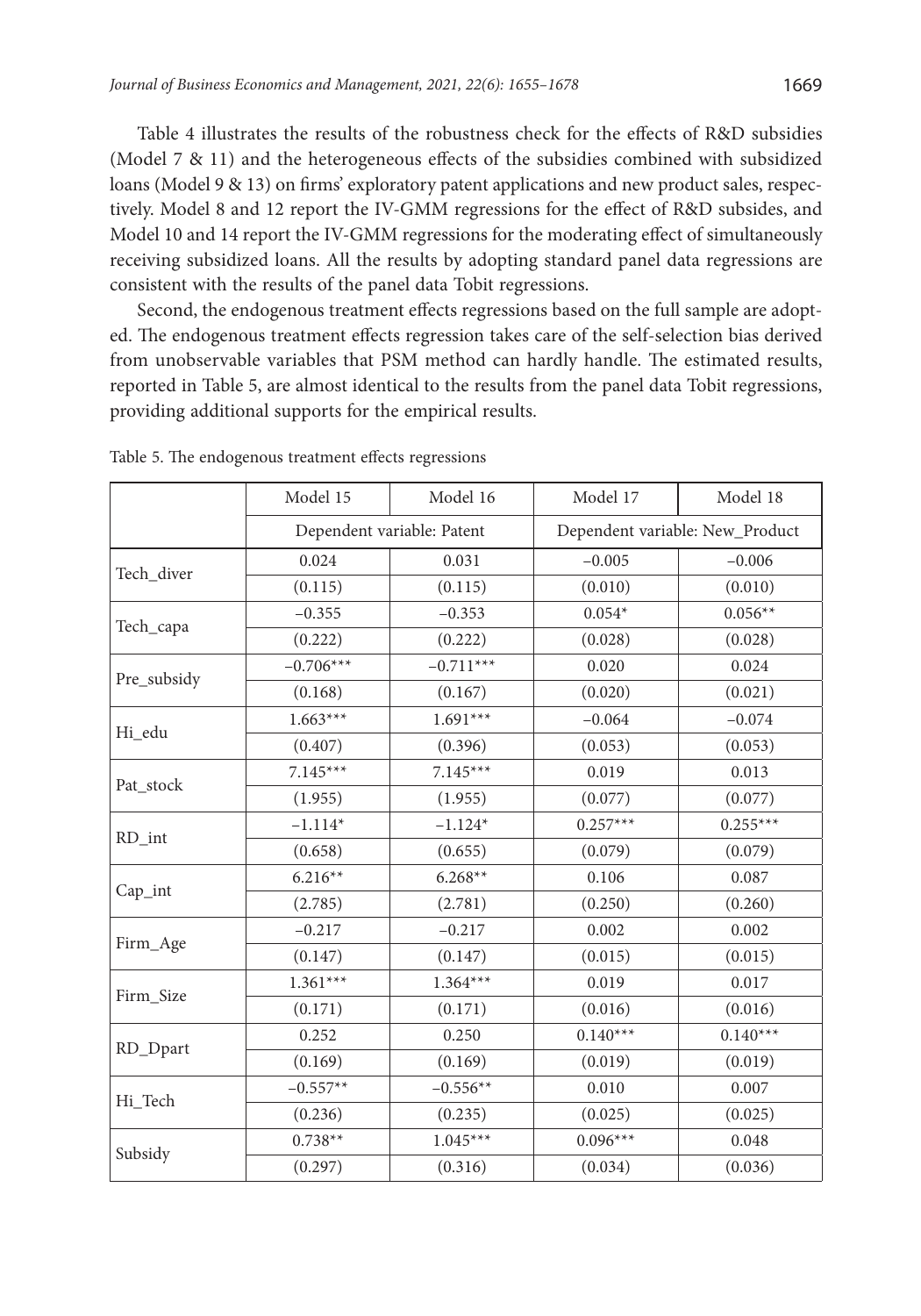Table 4 illustrates the results of the robustness check for the effects of R&D subsidies (Model 7 & 11) and the heterogeneous effects of the subsidies combined with subsidized loans (Model 9 & 13) on firms' exploratory patent applications and new product sales, respectively. Model 8 and 12 report the IV-GMM regressions for the effect of R&D subsides, and Model 10 and 14 report the IV-GMM regressions for the moderating effect of simultaneously receiving subsidized loans. All the results by adopting standard panel data regressions are consistent with the results of the panel data Tobit regressions.

Second, the endogenous treatment effects regressions based on the full sample are adopted. The endogenous treatment effects regression takes care of the self-selection bias derived from unobservable variables that PSM method can hardly handle. The estimated results, reported in Table 5, are almost identical to the results from the panel data Tobit regressions, providing additional supports for the empirical results.

Table 5. The endogenous treatment effects regressions

| | Model 15 | Model 16 | Model 17 | Model 18 |
|---|---|---|---|---|
| | Dependent variable: Patent | | Dependent variable: New_Product | |
| Tech_diver | 0.024 | 0.031 | −0.005 | −0.006 |
| | (0.115) | (0.115) | (0.010) | (0.010) |
| Tech_capa | −0.355 | −0.353 | 0.054* | 0.056** |
| | (0.222) | (0.222) | (0.028) | (0.028) |
| Pre_subsidy | −0.706*** | −0.711*** | 0.020 | 0.024 |
| | (0.168) | (0.167) | (0.020) | (0.021) |
| Hi_edu | 1.663*** | 1.691*** | −0.064 | −0.074 |
| | (0.407) | (0.396) | (0.053) | (0.053) |
| Pat_stock | 7.145*** | 7.145*** | 0.019 | 0.013 |
| | (1.955) | (1.955) | (0.077) | (0.077) |
| RD_int | −1.114* | −1.124* | 0.257*** | 0.255*** |
| | (0.658) | (0.655) | (0.079) | (0.079) |
| Cap_int | 6.216** | 6.268** | 0.106 | 0.087 |
| | (2.785) | (2.781) | (0.250) | (0.260) |
| Firm_Age | −0.217 | −0.217 | 0.002 | 0.002 |
| | (0.147) | (0.147) | (0.015) | (0.015) |
| Firm_Size | 1.361*** | 1.364*** | 0.019 | 0.017 |
| | (0.171) | (0.171) | (0.016) | (0.016) |
| RD_Dpart | 0.252 | 0.250 | 0.140*** | 0.140*** |
| | (0.169) | (0.169) | (0.019) | (0.019) |
| Hi_Tech | −0.557** | −0.556** | 0.010 | 0.007 |
| | (0.236) | (0.235) | (0.025) | (0.025) |
| Subsidy | 0.738** | 1.045*** | 0.096*** | 0.048 |
| | (0.297) | (0.316) | (0.034) | (0.036) |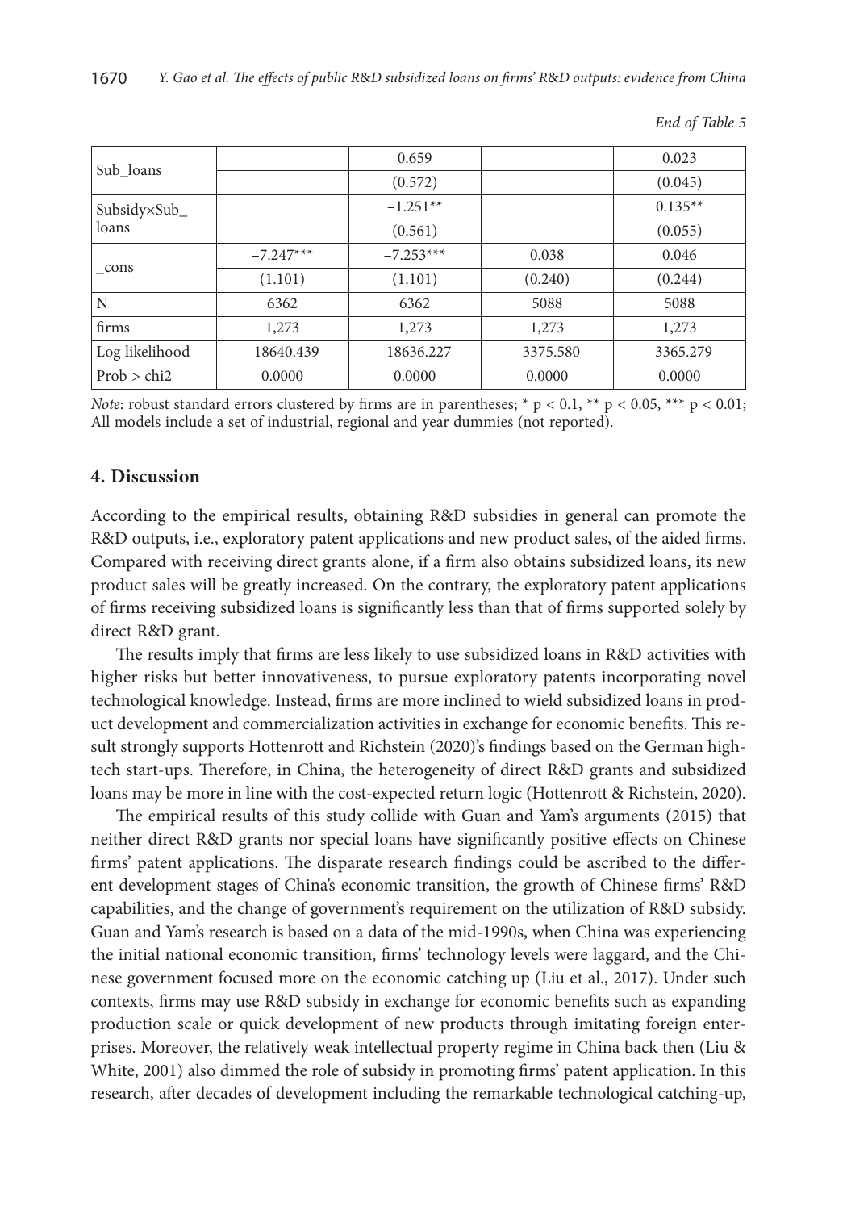*End of Table 5*

| | | | | |
|---|---|---|---|---|
| Sub_loans | | 0.659 | | 0.023 |
| | | (0.572) | | (0.045) |
| Subsidy×Sub_loans | | −1.251** | | 0.135** |
| | | (0.561) | | (0.055) |
| _cons | −7.247*** | −7.253*** | 0.038 | 0.046 |
| | (1.101) | (1.101) | (0.240) | (0.244) |
| N | 6362 | 6362 | 5088 | 5088 |
| firms | 1,273 | 1,273 | 1,273 | 1,273 |
| Log likelihood | −18640.439 | −18636.227 | −3375.580 | −3365.279 |
| Prob > chi2 | 0.0000 | 0.0000 | 0.0000 | 0.0000 |

*Note*: robust standard errors clustered by firms are in parentheses; * $p < 0.1$, ** $p < 0.05$, *** $p < 0.01$; All models include a set of industrial, regional and year dummies (not reported).

## 4. Discussion

According to the empirical results, obtaining R&D subsidies in general can promote the R&D outputs, i.e., exploratory patent applications and new product sales, of the aided firms. Compared with receiving direct grants alone, if a firm also obtains subsidized loans, its new product sales will be greatly increased. On the contrary, the exploratory patent applications of firms receiving subsidized loans is significantly less than that of firms supported solely by direct R&D grant.

The results imply that firms are less likely to use subsidized loans in R&D activities with higher risks but better innovativeness, to pursue exploratory patents incorporating novel technological knowledge. Instead, firms are more inclined to wield subsidized loans in product development and commercialization activities in exchange for economic benefits. This result strongly supports Hottenrott and Richstein (2020)'s findings based on the German high-tech start-ups. Therefore, in China, the heterogeneity of direct R&D grants and subsidized loans may be more in line with the cost-expected return logic (Hottenrott & Richstein, 2020).

The empirical results of this study collide with Guan and Yam's arguments (2015) that neither direct R&D grants nor special loans have significantly positive effects on Chinese firms' patent applications. The disparate research findings could be ascribed to the different development stages of China's economic transition, the growth of Chinese firms' R&D capabilities, and the change of government's requirement on the utilization of R&D subsidy. Guan and Yam's research is based on a data of the mid-1990s, when China was experiencing the initial national economic transition, firms' technology levels were laggard, and the Chinese government focused more on the economic catching up (Liu et al., 2017). Under such contexts, firms may use R&D subsidy in exchange for economic benefits such as expanding production scale or quick development of new products through imitating foreign enterprises. Moreover, the relatively weak intellectual property regime in China back then (Liu & White, 2001) also dimmed the role of subsidy in promoting firms' patent application. In this research, after decades of development including the remarkable technological catching-up,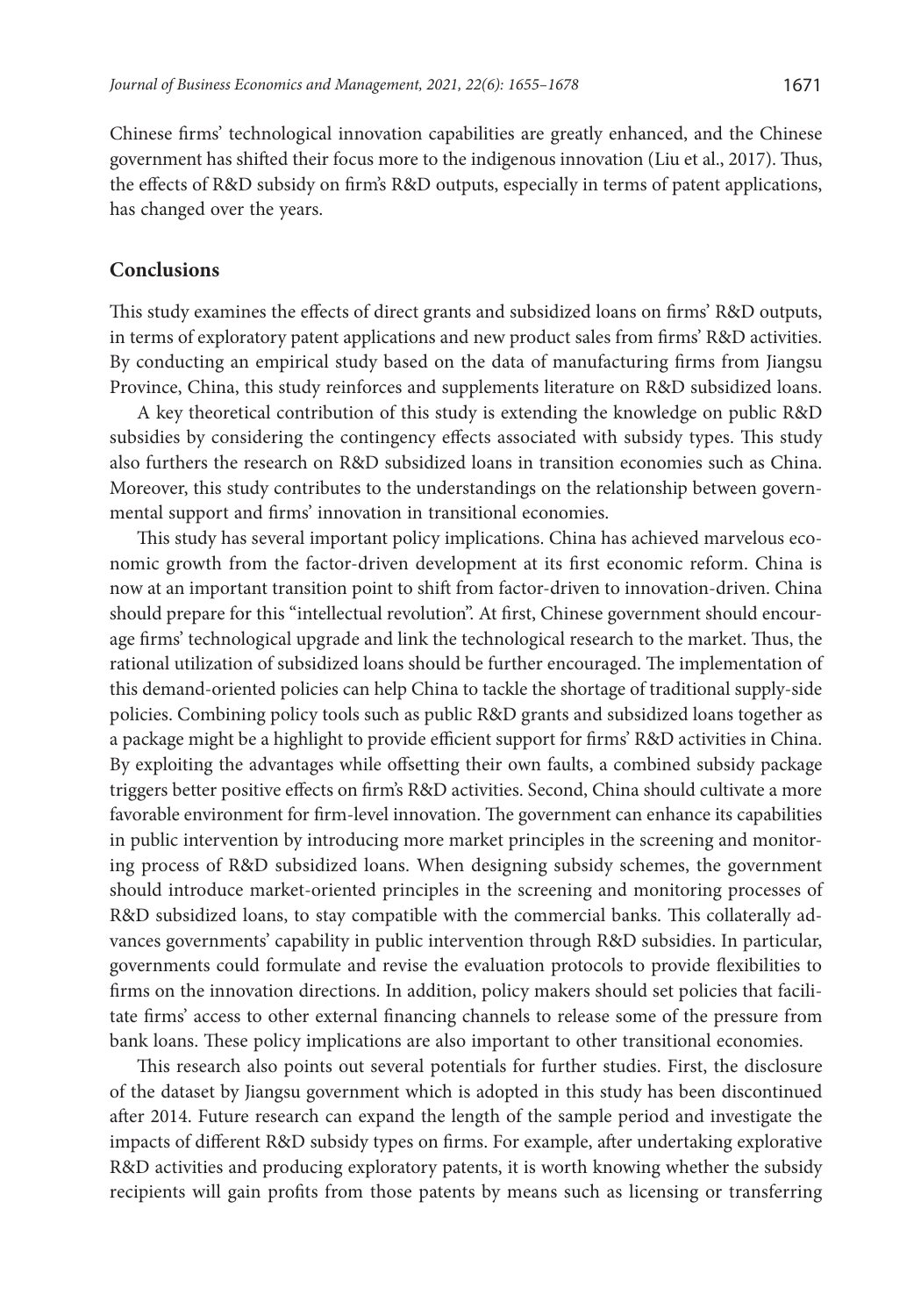Chinese firms' technological innovation capabilities are greatly enhanced, and the Chinese government has shifted their focus more to the indigenous innovation (Liu et al., 2017). Thus, the effects of R&D subsidy on firm's R&D outputs, especially in terms of patent applications, has changed over the years.

## Conclusions

This study examines the effects of direct grants and subsidized loans on firms' R&D outputs, in terms of exploratory patent applications and new product sales from firms' R&D activities. By conducting an empirical study based on the data of manufacturing firms from Jiangsu Province, China, this study reinforces and supplements literature on R&D subsidized loans.

A key theoretical contribution of this study is extending the knowledge on public R&D subsidies by considering the contingency effects associated with subsidy types. This study also furthers the research on R&D subsidized loans in transition economies such as China. Moreover, this study contributes to the understandings on the relationship between governmental support and firms' innovation in transitional economies.

This study has several important policy implications. China has achieved marvelous economic growth from the factor-driven development at its first economic reform. China is now at an important transition point to shift from factor-driven to innovation-driven. China should prepare for this "intellectual revolution". At first, Chinese government should encourage firms' technological upgrade and link the technological research to the market. Thus, the rational utilization of subsidized loans should be further encouraged. The implementation of this demand-oriented policies can help China to tackle the shortage of traditional supply-side policies. Combining policy tools such as public R&D grants and subsidized loans together as a package might be a highlight to provide efficient support for firms' R&D activities in China. By exploiting the advantages while offsetting their own faults, a combined subsidy package triggers better positive effects on firm's R&D activities. Second, China should cultivate a more favorable environment for firm-level innovation. The government can enhance its capabilities in public intervention by introducing more market principles in the screening and monitoring process of R&D subsidized loans. When designing subsidy schemes, the government should introduce market-oriented principles in the screening and monitoring processes of R&D subsidized loans, to stay compatible with the commercial banks. This collaterally advances governments' capability in public intervention through R&D subsidies. In particular, governments could formulate and revise the evaluation protocols to provide flexibilities to firms on the innovation directions. In addition, policy makers should set policies that facilitate firms' access to other external financing channels to release some of the pressure from bank loans. These policy implications are also important to other transitional economies.

This research also points out several potentials for further studies. First, the disclosure of the dataset by Jiangsu government which is adopted in this study has been discontinued after 2014. Future research can expand the length of the sample period and investigate the impacts of different R&D subsidy types on firms. For example, after undertaking explorative R&D activities and producing exploratory patents, it is worth knowing whether the subsidy recipients will gain profits from those patents by means such as licensing or transferring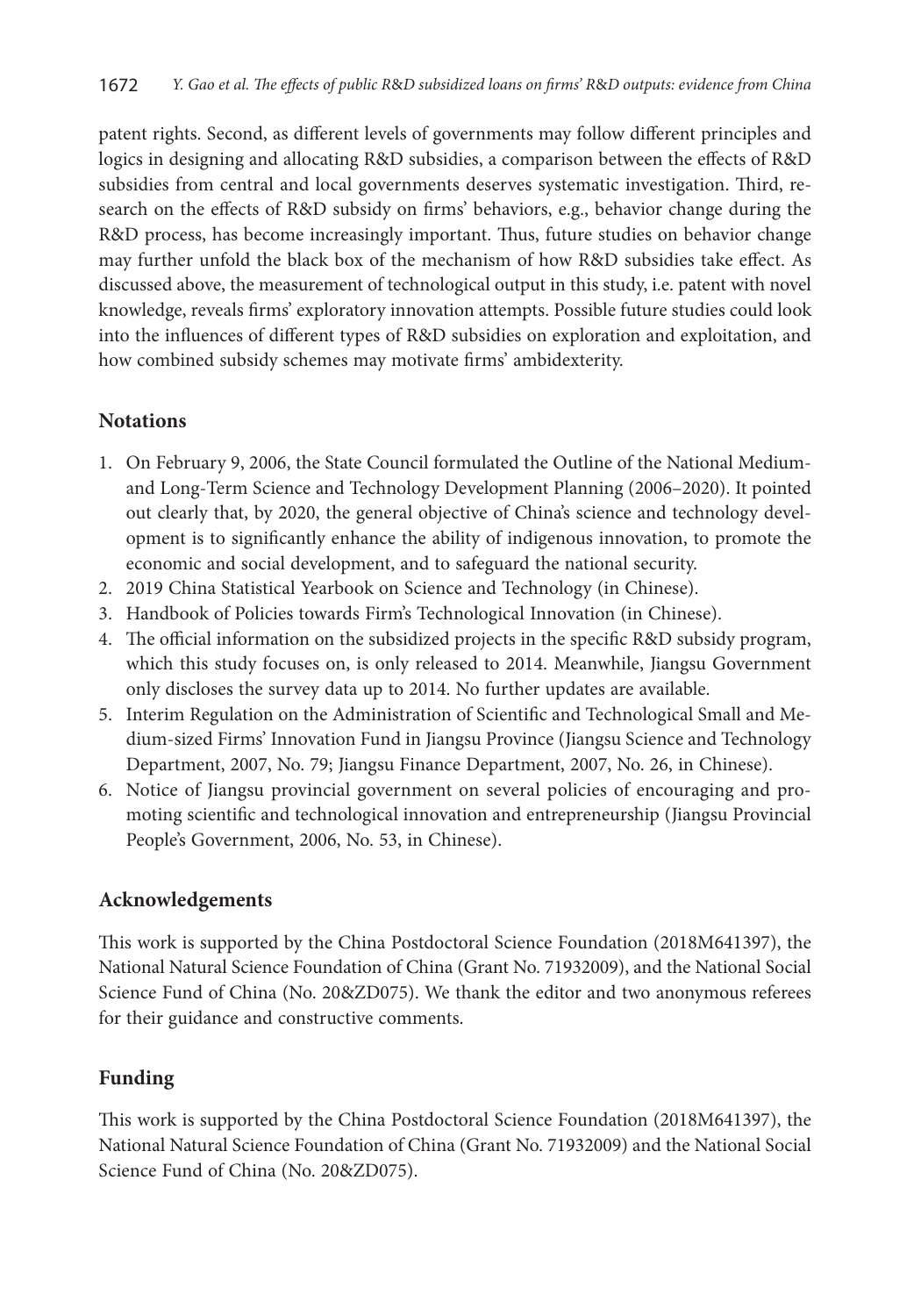patent rights. Second, as different levels of governments may follow different principles and logics in designing and allocating R&D subsidies, a comparison between the effects of R&D subsidies from central and local governments deserves systematic investigation. Third, research on the effects of R&D subsidy on firms' behaviors, e.g., behavior change during the R&D process, has become increasingly important. Thus, future studies on behavior change may further unfold the black box of the mechanism of how R&D subsidies take effect. As discussed above, the measurement of technological output in this study, i.e. patent with novel knowledge, reveals firms' exploratory innovation attempts. Possible future studies could look into the influences of different types of R&D subsidies on exploration and exploitation, and how combined subsidy schemes may motivate firms' ambidexterity.

## Notations

1. On February 9, 2006, the State Council formulated the Outline of the National Medium- and Long-Term Science and Technology Development Planning (2006–2020). It pointed out clearly that, by 2020, the general objective of China's science and technology development is to significantly enhance the ability of indigenous innovation, to promote the economic and social development, and to safeguard the national security.
2. 2019 China Statistical Yearbook on Science and Technology (in Chinese).
3. Handbook of Policies towards Firm's Technological Innovation (in Chinese).
4. The official information on the subsidized projects in the specific R&D subsidy program, which this study focuses on, is only released to 2014. Meanwhile, Jiangsu Government only discloses the survey data up to 2014. No further updates are available.
5. Interim Regulation on the Administration of Scientific and Technological Small and Medium-sized Firms' Innovation Fund in Jiangsu Province (Jiangsu Science and Technology Department, 2007, No. 79; Jiangsu Finance Department, 2007, No. 26, in Chinese).
6. Notice of Jiangsu provincial government on several policies of encouraging and promoting scientific and technological innovation and entrepreneurship (Jiangsu Provincial People's Government, 2006, No. 53, in Chinese).

## Acknowledgements

This work is supported by the China Postdoctoral Science Foundation (2018M641397), the National Natural Science Foundation of China (Grant No. 71932009), and the National Social Science Fund of China (No. 20&ZD075). We thank the editor and two anonymous referees for their guidance and constructive comments.

## Funding

This work is supported by the China Postdoctoral Science Foundation (2018M641397), the National Natural Science Foundation of China (Grant No. 71932009) and the National Social Science Fund of China (No. 20&ZD075).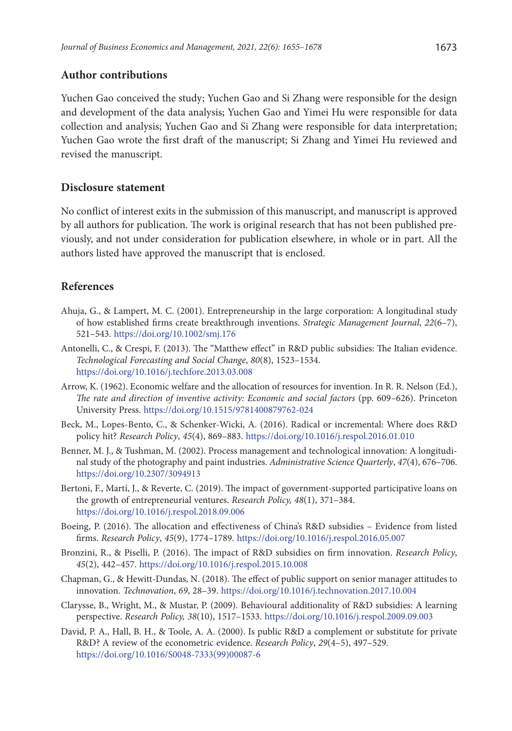## Author contributions

Yuchen Gao conceived the study; Yuchen Gao and Si Zhang were responsible for the design and development of the data analysis; Yuchen Gao and Yimei Hu were responsible for data collection and analysis; Yuchen Gao and Si Zhang were responsible for data interpretation; Yuchen Gao wrote the first draft of the manuscript; Si Zhang and Yimei Hu reviewed and revised the manuscript.

## Disclosure statement

No conflict of interest exits in the submission of this manuscript, and manuscript is approved by all authors for publication. The work is original research that has not been published previously, and not under consideration for publication elsewhere, in whole or in part. All the authors listed have approved the manuscript that is enclosed.

## References

Ahuja, G., & Lampert, M. C. (2001). Entrepreneurship in the large corporation: A longitudinal study of how established firms create breakthrough inventions. *Strategic Management Journal*, *22*(6–7), 521–543. https://doi.org/10.1002/smj.176

Antonelli, C., & Crespi, F. (2013). The "Matthew effect" in R&D public subsidies: The Italian evidence. *Technological Forecasting and Social Change*, *80*(8), 1523–1534. https://doi.org/10.1016/j.techfore.2013.03.008

Arrow, K. (1962). Economic welfare and the allocation of resources for invention. In R. R. Nelson (Ed.), *The rate and direction of inventive activity: Economic and social factors* (pp. 609–626). Princeton University Press. https://doi.org/10.1515/9781400879762-024

Beck, M., Lopes-Bento, C., & Schenker-Wicki, A. (2016). Radical or incremental: Where does R&D policy hit? *Research Policy*, *45*(4), 869–883. https://doi.org/10.1016/j.respol.2016.01.010

Benner, M. J., & Tushman, M. (2002). Process management and technological innovation: A longitudinal study of the photography and paint industries. *Administrative Science Quarterly*, *47*(4), 676–706. https://doi.org/10.2307/3094913

Bertoni, F., Martí, J., & Reverte, C. (2019). The impact of government-supported participative loans on the growth of entrepreneurial ventures. *Research Policy, 48*(1), 371–384. https://doi.org/10.1016/j.respol.2018.09.006

Boeing, P. (2016). The allocation and effectiveness of China's R&D subsidies – Evidence from listed firms. *Research Policy*, *45*(9), 1774–1789. https://doi.org/10.1016/j.respol.2016.05.007

Bronzini, R., & Piselli, P. (2016). The impact of R&D subsidies on firm innovation. *Research Policy*, *45*(2), 442–457. https://doi.org/10.1016/j.respol.2015.10.008

Chapman, G., & Hewitt-Dundas, N. (2018). The effect of public support on senior manager attitudes to innovation. *Technovation*, *69*, 28–39. https://doi.org/10.1016/j.technovation.2017.10.004

Clarysse, B., Wright, M., & Mustar, P. (2009). Behavioural additionality of R&D subsidies: A learning perspective. *Research Policy, 38*(10), 1517–1533. https://doi.org/10.1016/j.respol.2009.09.003

David, P. A., Hall, B. H., & Toole, A. A. (2000). Is public R&D a complement or substitute for private R&D? A review of the econometric evidence. *Research Policy*, *29*(4–5), 497–529. https://doi.org/10.1016/S0048-7333(99)00087-6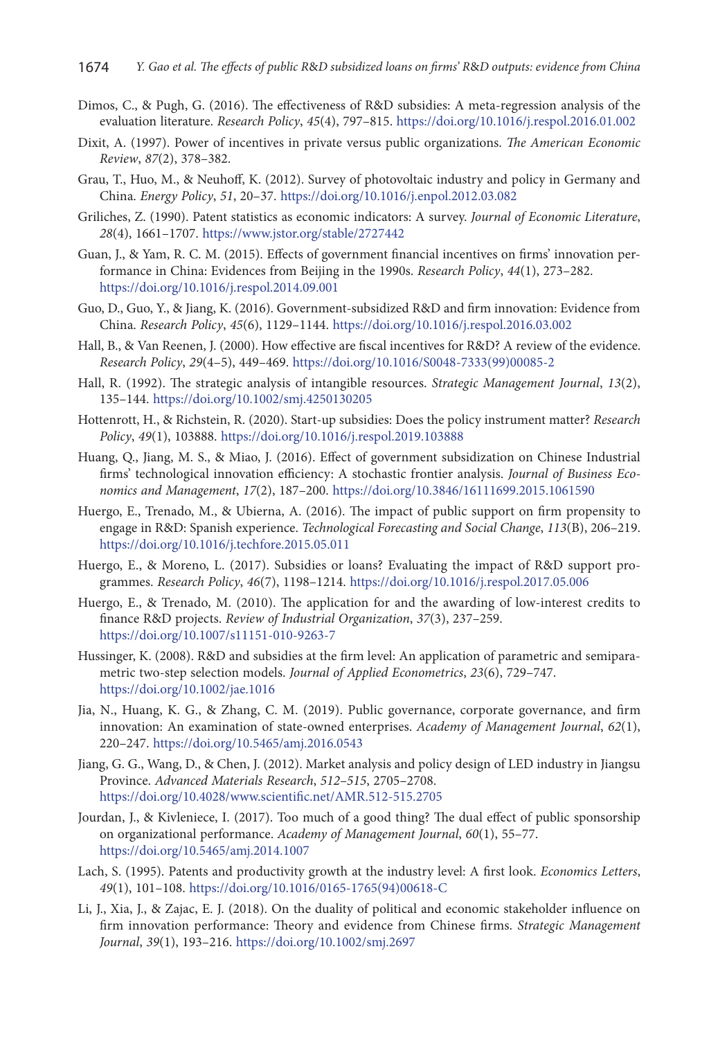Dimos, C., & Pugh, G. (2016). The effectiveness of R&D subsidies: A meta-regression analysis of the evaluation literature. *Research Policy*, *45*(4), 797–815. https://doi.org/10.1016/j.respol.2016.01.002

Dixit, A. (1997). Power of incentives in private versus public organizations. *The American Economic Review*, *87*(2), 378–382.

Grau, T., Huo, M., & Neuhoff, K. (2012). Survey of photovoltaic industry and policy in Germany and China. *Energy Policy*, *51*, 20–37. https://doi.org/10.1016/j.enpol.2012.03.082

Griliches, Z. (1990). Patent statistics as economic indicators: A survey. *Journal of Economic Literature*, *28*(4), 1661–1707. https://www.jstor.org/stable/2727442

Guan, J., & Yam, R. C. M. (2015). Effects of government financial incentives on firms' innovation performance in China: Evidences from Beijing in the 1990s. *Research Policy*, *44*(1), 273–282. https://doi.org/10.1016/j.respol.2014.09.001

Guo, D., Guo, Y., & Jiang, K. (2016). Government-subsidized R&D and firm innovation: Evidence from China. *Research Policy*, *45*(6), 1129–1144. https://doi.org/10.1016/j.respol.2016.03.002

Hall, B., & Van Reenen, J. (2000). How effective are fiscal incentives for R&D? A review of the evidence. *Research Policy*, *29*(4–5), 449–469. https://doi.org/10.1016/S0048-7333(99)00085-2

Hall, R. (1992). The strategic analysis of intangible resources. *Strategic Management Journal*, *13*(2), 135–144. https://doi.org/10.1002/smj.4250130205

Hottenrott, H., & Richstein, R. (2020). Start-up subsidies: Does the policy instrument matter? *Research Policy*, *49*(1), 103888. https://doi.org/10.1016/j.respol.2019.103888

Huang, Q., Jiang, M. S., & Miao, J. (2016). Effect of government subsidization on Chinese Industrial firms' technological innovation efficiency: A stochastic frontier analysis. *Journal of Business Economics and Management*, *17*(2), 187–200. https://doi.org/10.3846/16111699.2015.1061590

Huergo, E., Trenado, M., & Ubierna, A. (2016). The impact of public support on firm propensity to engage in R&D: Spanish experience. *Technological Forecasting and Social Change*, *113*(B), 206–219. https://doi.org/10.1016/j.techfore.2015.05.011

Huergo, E., & Moreno, L. (2017). Subsidies or loans? Evaluating the impact of R&D support programmes. *Research Policy*, *46*(7), 1198–1214. https://doi.org/10.1016/j.respol.2017.05.006

Huergo, E., & Trenado, M. (2010). The application for and the awarding of low-interest credits to finance R&D projects. *Review of Industrial Organization*, *37*(3), 237–259. https://doi.org/10.1007/s11151-010-9263-7

Hussinger, K. (2008). R&D and subsidies at the firm level: An application of parametric and semiparametric two-step selection models. *Journal of Applied Econometrics*, *23*(6), 729–747. https://doi.org/10.1002/jae.1016

Jia, N., Huang, K. G., & Zhang, C. M. (2019). Public governance, corporate governance, and firm innovation: An examination of state-owned enterprises. *Academy of Management Journal*, *62*(1), 220–247. https://doi.org/10.5465/amj.2016.0543

Jiang, G. G., Wang, D., & Chen, J. (2012). Market analysis and policy design of LED industry in Jiangsu Province. *Advanced Materials Research*, *512–515*, 2705–2708. https://doi.org/10.4028/www.scientific.net/AMR.512-515.2705

Jourdan, J., & Kivleniece, I. (2017). Too much of a good thing? The dual effect of public sponsorship on organizational performance. *Academy of Management Journal*, *60*(1), 55–77. https://doi.org/10.5465/amj.2014.1007

Lach, S. (1995). Patents and productivity growth at the industry level: A first look. *Economics Letters*, *49*(1), 101–108. https://doi.org/10.1016/0165-1765(94)00618-C

Li, J., Xia, J., & Zajac, E. J. (2018). On the duality of political and economic stakeholder influence on firm innovation performance: Theory and evidence from Chinese firms. *Strategic Management Journal*, *39*(1), 193–216. https://doi.org/10.1002/smj.2697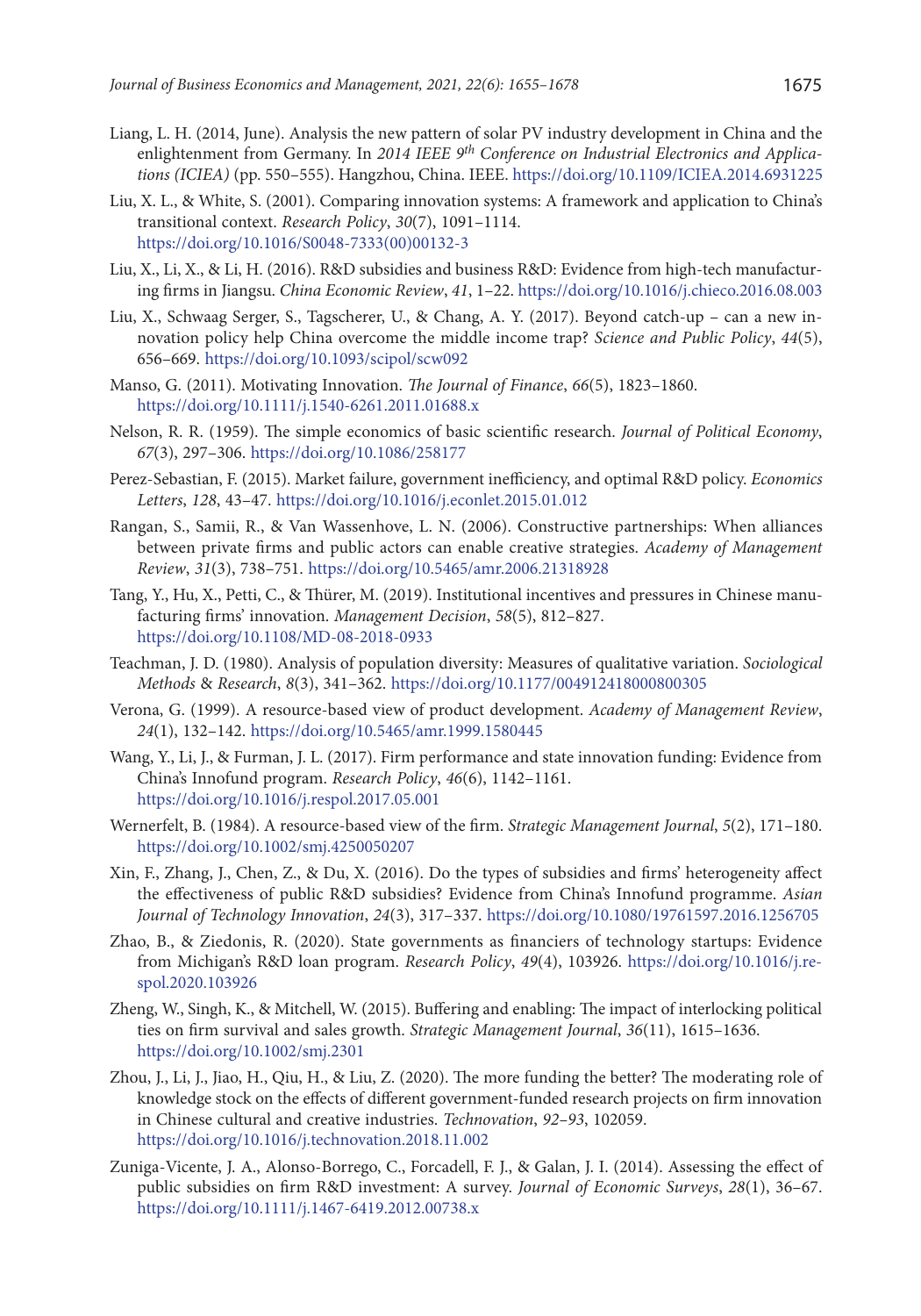Liang, L. H. (2014, June). Analysis the new pattern of solar PV industry development in China and the enlightenment from Germany. In *2014 IEEE 9th Conference on Industrial Electronics and Applications (ICIEA)* (pp. 550–555). Hangzhou, China. IEEE. https://doi.org/10.1109/ICIEA.2014.6931225

Liu, X. L., & White, S. (2001). Comparing innovation systems: A framework and application to China's transitional context. *Research Policy*, *30*(7), 1091–1114. https://doi.org/10.1016/S0048-7333(00)00132-3

Liu, X., Li, X., & Li, H. (2016). R&D subsidies and business R&D: Evidence from high-tech manufacturing firms in Jiangsu. *China Economic Review*, *41*, 1–22. https://doi.org/10.1016/j.chieco.2016.08.003

Liu, X., Schwaag Serger, S., Tagscherer, U., & Chang, A. Y. (2017). Beyond catch-up – can a new innovation policy help China overcome the middle income trap? *Science and Public Policy*, *44*(5), 656–669. https://doi.org/10.1093/scipol/scw092

Manso, G. (2011). Motivating Innovation. *The Journal of Finance*, *66*(5), 1823–1860. https://doi.org/10.1111/j.1540-6261.2011.01688.x

Nelson, R. R. (1959). The simple economics of basic scientific research. *Journal of Political Economy*, *67*(3), 297–306. https://doi.org/10.1086/258177

Perez-Sebastian, F. (2015). Market failure, government inefficiency, and optimal R&D policy. *Economics Letters*, *128*, 43–47. https://doi.org/10.1016/j.econlet.2015.01.012

Rangan, S., Samii, R., & Van Wassenhove, L. N. (2006). Constructive partnerships: When alliances between private firms and public actors can enable creative strategies. *Academy of Management Review*, *31*(3), 738–751. https://doi.org/10.5465/amr.2006.21318928

Tang, Y., Hu, X., Petti, C., & Thürer, M. (2019). Institutional incentives and pressures in Chinese manufacturing firms' innovation. *Management Decision*, *58*(5), 812–827. https://doi.org/10.1108/MD-08-2018-0933

Teachman, J. D. (1980). Analysis of population diversity: Measures of qualitative variation. *Sociological Methods & Research*, *8*(3), 341–362. https://doi.org/10.1177/004912418000800305

Verona, G. (1999). A resource-based view of product development. *Academy of Management Review*, *24*(1), 132–142. https://doi.org/10.5465/amr.1999.1580445

Wang, Y., Li, J., & Furman, J. L. (2017). Firm performance and state innovation funding: Evidence from China's Innofund program. *Research Policy*, *46*(6), 1142–1161. https://doi.org/10.1016/j.respol.2017.05.001

Wernerfelt, B. (1984). A resource-based view of the firm. *Strategic Management Journal*, *5*(2), 171–180. https://doi.org/10.1002/smj.4250050207

Xin, F., Zhang, J., Chen, Z., & Du, X. (2016). Do the types of subsidies and firms' heterogeneity affect the effectiveness of public R&D subsidies? Evidence from China's Innofund programme. *Asian Journal of Technology Innovation*, *24*(3), 317–337. https://doi.org/10.1080/19761597.2016.1256705

Zhao, B., & Ziedonis, R. (2020). State governments as financiers of technology startups: Evidence from Michigan's R&D loan program. *Research Policy*, *49*(4), 103926. https://doi.org/10.1016/j.respol.2020.103926

Zheng, W., Singh, K., & Mitchell, W. (2015). Buffering and enabling: The impact of interlocking political ties on firm survival and sales growth. *Strategic Management Journal*, *36*(11), 1615–1636. https://doi.org/10.1002/smj.2301

Zhou, J., Li, J., Jiao, H., Qiu, H., & Liu, Z. (2020). The more funding the better? The moderating role of knowledge stock on the effects of different government-funded research projects on firm innovation in Chinese cultural and creative industries. *Technovation*, *92–93*, 102059. https://doi.org/10.1016/j.technovation.2018.11.002

Zuniga-Vicente, J. A., Alonso-Borrego, C., Forcadell, F. J., & Galan, J. I. (2014). Assessing the effect of public subsidies on firm R&D investment: A survey. *Journal of Economic Surveys*, *28*(1), 36–67. https://doi.org/10.1111/j.1467-6419.2012.00738.x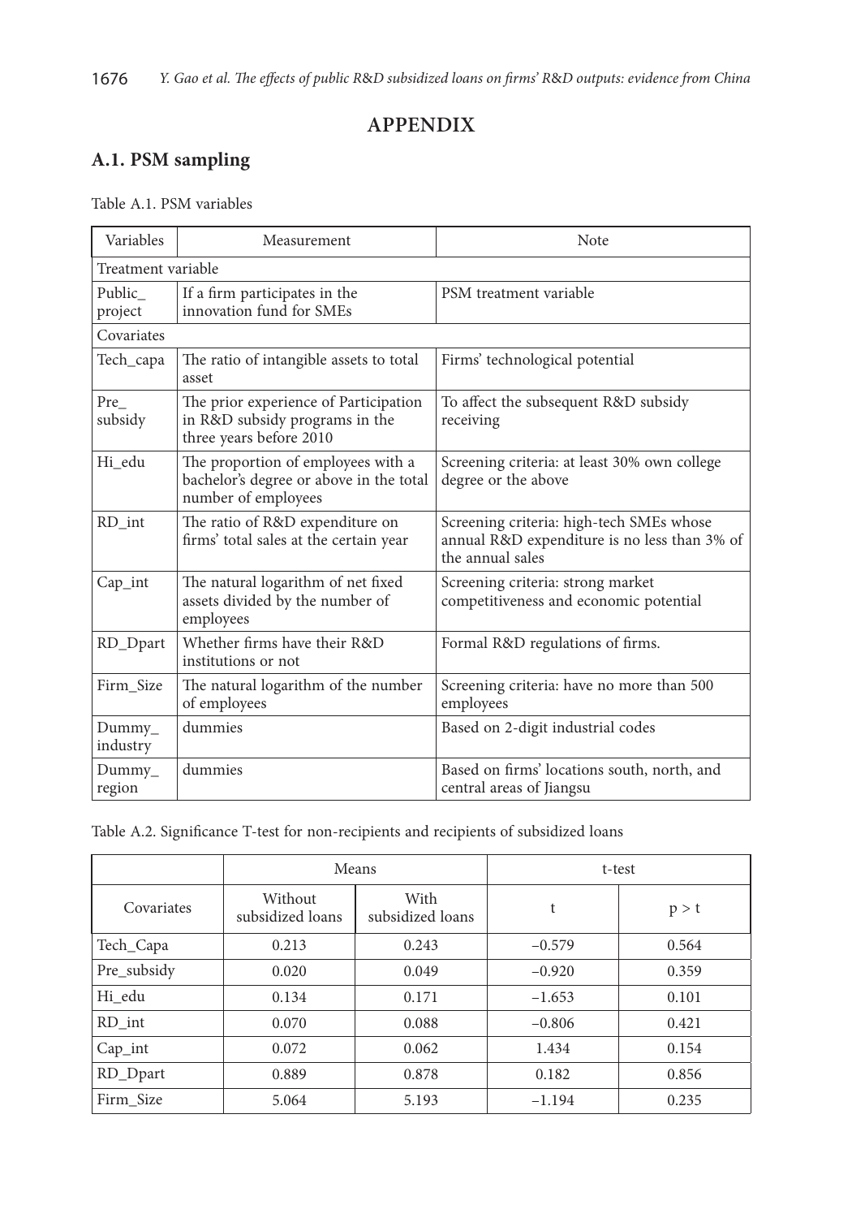# APPENDIX

## A.1. PSM sampling

Table A.1. PSM variables

| Variables | Measurement | Note |
|---|---|---|
| Treatment variable | | |
| Public_project | If a firm participates in the innovation fund for SMEs | PSM treatment variable |
| Covariates | | |
| Tech_capa | The ratio of intangible assets to total asset | Firms' technological potential |
| Pre_subsidy | The prior experience of Participation in R&D subsidy programs in the three years before 2010 | To affect the subsequent R&D subsidy receiving |
| Hi_edu | The proportion of employees with a bachelor's degree or above in the total number of employees | Screening criteria: at least 30% own college degree or the above |
| RD_int | The ratio of R&D expenditure on firms' total sales at the certain year | Screening criteria: high-tech SMEs whose annual R&D expenditure is no less than 3% of the annual sales |
| Cap_int | The natural logarithm of net fixed assets divided by the number of employees | Screening criteria: strong market competitiveness and economic potential |
| RD_Dpart | Whether firms have their R&D institutions or not | Formal R&D regulations of firms. |
| Firm_Size | The natural logarithm of the number of employees | Screening criteria: have no more than 500 employees |
| Dummy_industry | dummies | Based on 2-digit industrial codes |
| Dummy_region | dummies | Based on firms' locations south, north, and central areas of Jiangsu |

Table A.2. Significance T-test for non-recipients and recipients of subsidized loans

| | Means | | t-test | |
|---|---|---|---|---|
| Covariates | Without subsidized loans | With subsidized loans | t | p > t |
| Tech_Capa | 0.213 | 0.243 | −0.579 | 0.564 |
| Pre_subsidy | 0.020 | 0.049 | −0.920 | 0.359 |
| Hi_edu | 0.134 | 0.171 | −1.653 | 0.101 |
| RD_int | 0.070 | 0.088 | −0.806 | 0.421 |
| Cap_int | 0.072 | 0.062 | 1.434 | 0.154 |
| RD_Dpart | 0.889 | 0.878 | 0.182 | 0.856 |
| Firm_Size | 5.064 | 5.193 | −1.194 | 0.235 |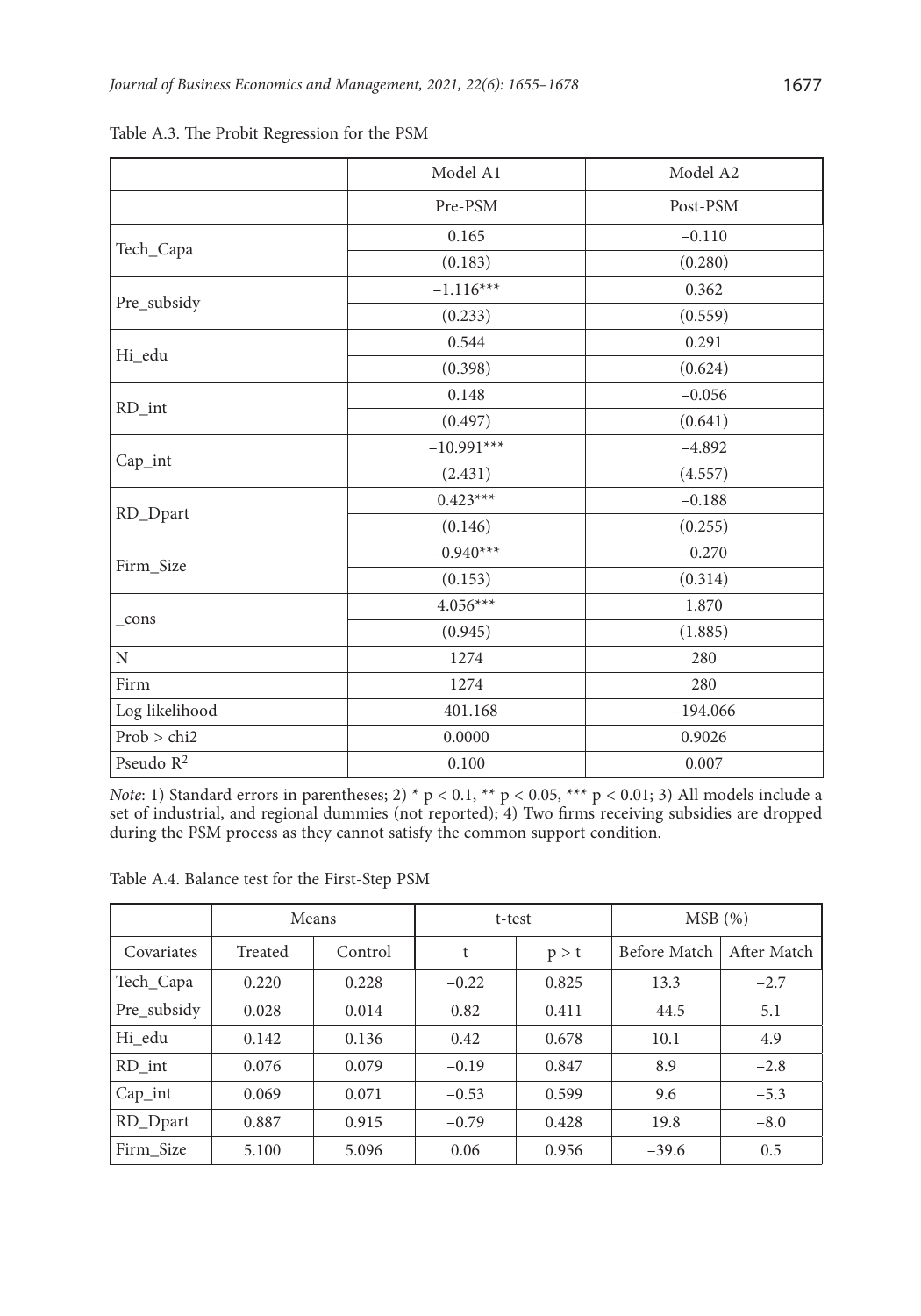Table A.3. The Probit Regression for the PSM

| | Model A1 | Model A2 |
|---|---|---|
| | Pre-PSM | Post-PSM |
| Tech_Capa | 0.165 | –0.110 |
| | (0.183) | (0.280) |
| Pre_subsidy | –1.116*** | 0.362 |
| | (0.233) | (0.559) |
| Hi_edu | 0.544 | 0.291 |
| | (0.398) | (0.624) |
| RD_int | 0.148 | –0.056 |
| | (0.497) | (0.641) |
| Cap_int | –10.991*** | –4.892 |
| | (2.431) | (4.557) |
| RD_Dpart | 0.423*** | –0.188 |
| | (0.146) | (0.255) |
| Firm_Size | –0.940*** | –0.270 |
| | (0.153) | (0.314) |
| _cons | 4.056*** | 1.870 |
| | (0.945) | (1.885) |
| N | 1274 | 280 |
| Firm | 1274 | 280 |
| Log likelihood | –401.168 | –194.066 |
| Prob > chi2 | 0.0000 | 0.9026 |
| Pseudo $R^2$ | 0.100 | 0.007 |

*Note*: 1) Standard errors in parentheses; 2) * p < 0.1, ** p < 0.05, *** p < 0.01; 3) All models include a set of industrial, and regional dummies (not reported); 4) Two firms receiving subsidies are dropped during the PSM process as they cannot satisfy the common support condition.

Table A.4. Balance test for the First-Step PSM

| | Means | | t-test | | MSB (%) | |
|---|---|---|---|---|---|---|
| Covariates | Treated | Control | t | p > t | Before Match | After Match |
| Tech_Capa | 0.220 | 0.228 | –0.22 | 0.825 | 13.3 | –2.7 |
| Pre_subsidy | 0.028 | 0.014 | 0.82 | 0.411 | –44.5 | 5.1 |
| Hi_edu | 0.142 | 0.136 | 0.42 | 0.678 | 10.1 | 4.9 |
| RD_int | 0.076 | 0.079 | –0.19 | 0.847 | 8.9 | –2.8 |
| Cap_int | 0.069 | 0.071 | –0.53 | 0.599 | 9.6 | –5.3 |
| RD_Dpart | 0.887 | 0.915 | –0.79 | 0.428 | 19.8 | –8.0 |
| Firm_Size | 5.100 | 5.096 | 0.06 | 0.956 | –39.6 | 0.5 |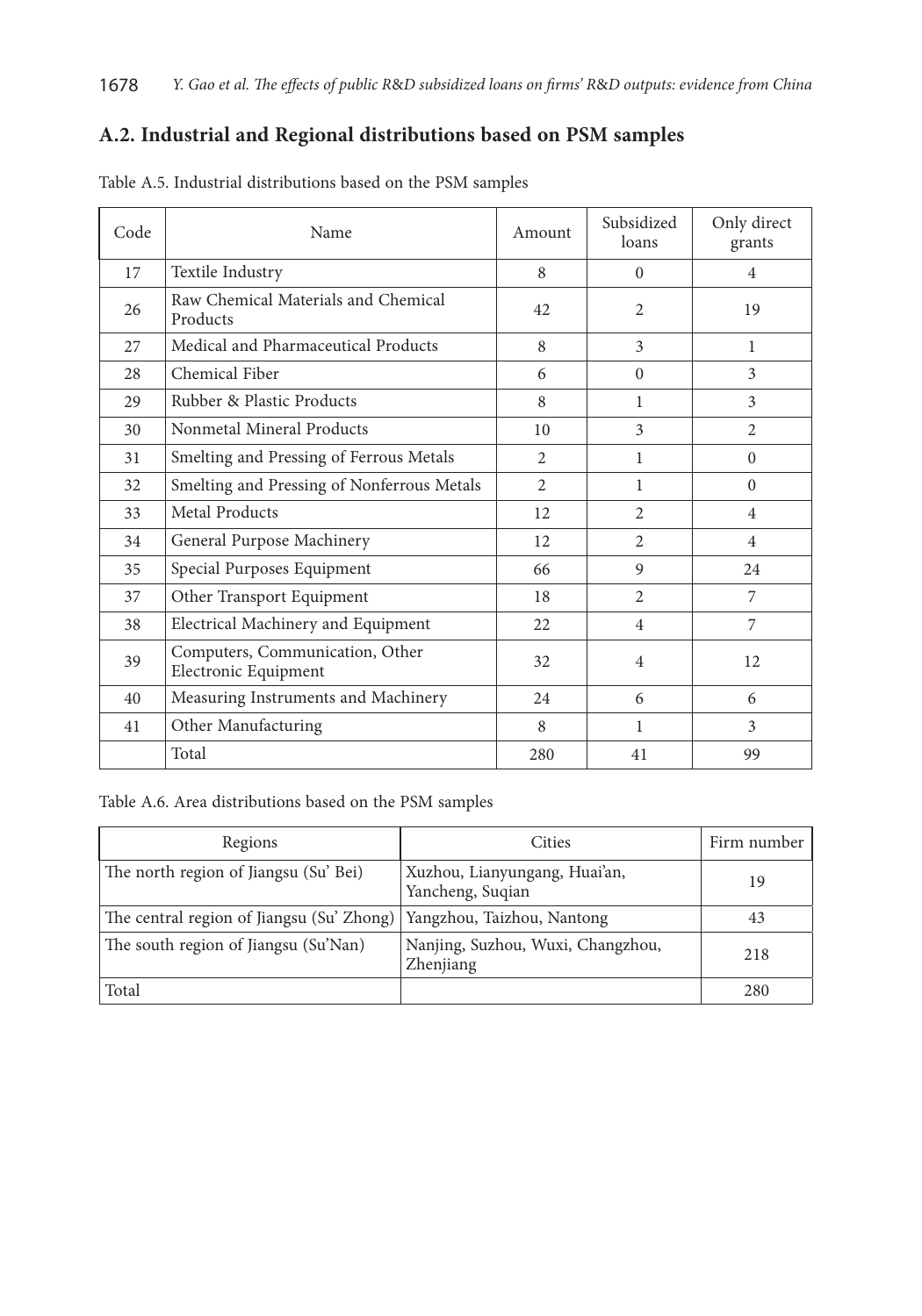## A.2. Industrial and Regional distributions based on PSM samples

Table A.5. Industrial distributions based on the PSM samples

| Code | Name | Amount | Subsidized loans | Only direct grants |
|---|---|---|---|---|
| 17 | Textile Industry | 8 | 0 | 4 |
| 26 | Raw Chemical Materials and Chemical Products | 42 | 2 | 19 |
| 27 | Medical and Pharmaceutical Products | 8 | 3 | 1 |
| 28 | Chemical Fiber | 6 | 0 | 3 |
| 29 | Rubber & Plastic Products | 8 | 1 | 3 |
| 30 | Nonmetal Mineral Products | 10 | 3 | 2 |
| 31 | Smelting and Pressing of Ferrous Metals | 2 | 1 | 0 |
| 32 | Smelting and Pressing of Nonferrous Metals | 2 | 1 | 0 |
| 33 | Metal Products | 12 | 2 | 4 |
| 34 | General Purpose Machinery | 12 | 2 | 4 |
| 35 | Special Purposes Equipment | 66 | 9 | 24 |
| 37 | Other Transport Equipment | 18 | 2 | 7 |
| 38 | Electrical Machinery and Equipment | 22 | 4 | 7 |
| 39 | Computers, Communication, Other Electronic Equipment | 32 | 4 | 12 |
| 40 | Measuring Instruments and Machinery | 24 | 6 | 6 |
| 41 | Other Manufacturing | 8 | 1 | 3 |
| | Total | 280 | 41 | 99 |

Table A.6. Area distributions based on the PSM samples

| Regions | Cities | Firm number |
|---|---|---|
| The north region of Jiangsu (Su' Bei) | Xuzhou, Lianyungang, Huai'an, Yancheng, Suqian | 19 |
| The central region of Jiangsu (Su' Zhong) | Yangzhou, Taizhou, Nantong | 43 |
| The south region of Jiangsu (Su'Nan) | Nanjing, Suzhou, Wuxi, Changzhou, Zhenjiang | 218 |
| Total | | 280 |